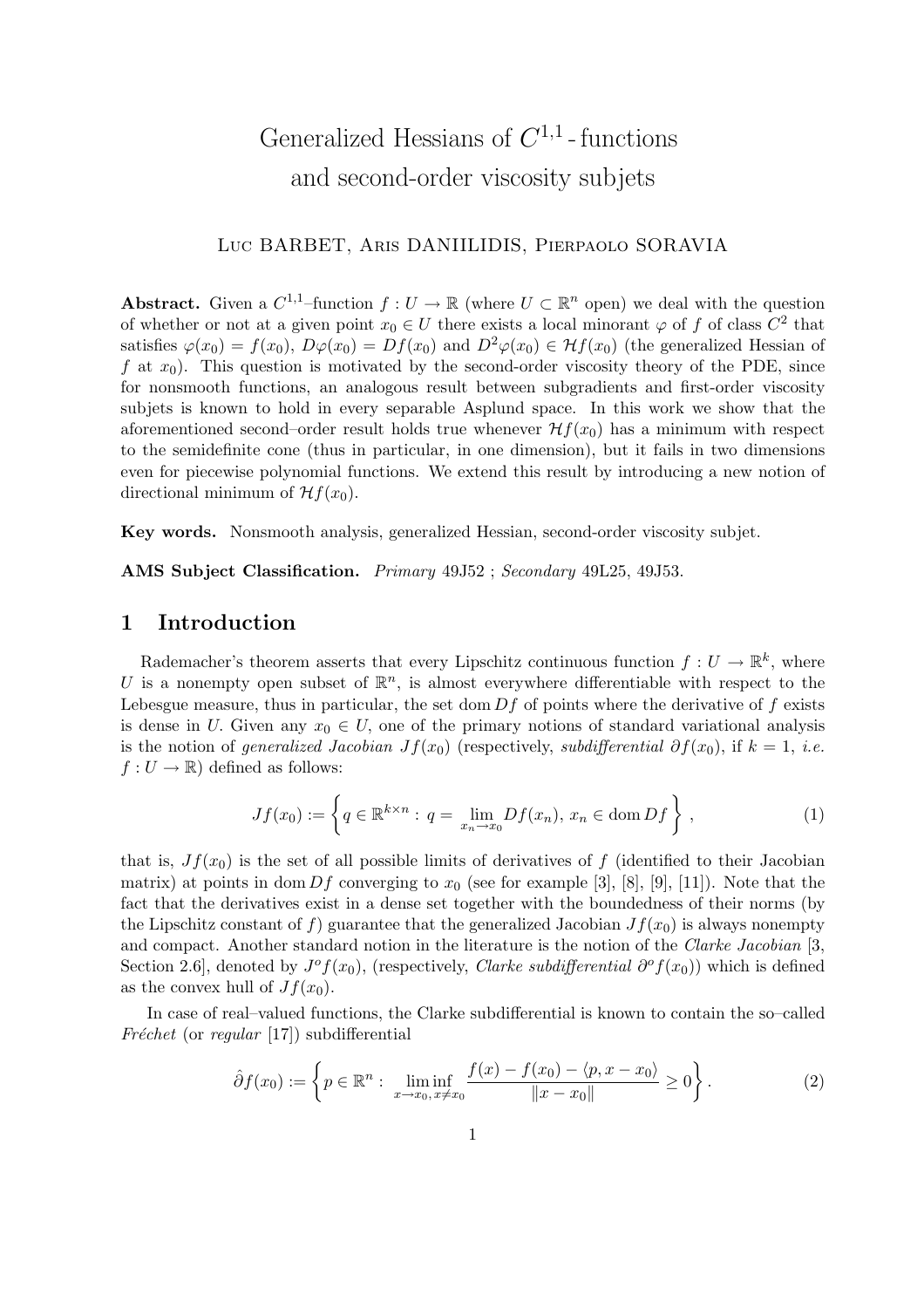# Generalized Hessians of $C^{1,1}$ - functions and second-order viscosity subjets

Luc BARBET, Aris DANIILIDIS, Pierpaolo SORAVIA

**Abstract.** Given a $C^{1,1}$–function $f : U \to \mathbb{R}$ (where $U \subset \mathbb{R}^n$ open) we deal with the question of whether or not at a given point $x_0 \in U$ there exists a local minorant $\varphi$ of $f$ of class $C^2$ that satisfies $\varphi(x_0) = f(x_0)$, $D\varphi(x_0) = Df(x_0)$ and $D^2\varphi(x_0) \in \mathcal{H}f(x_0)$ (the generalized Hessian of $f$ at $x_0$). This question is motivated by the second-order viscosity theory of the PDE, since for nonsmooth functions, an analogous result between subgradients and first-order viscosity subjets is known to hold in every separable Asplund space. In this work we show that the aforementioned second–order result holds true whenever $\mathcal{H}f(x_0)$ has a minimum with respect to the semidefinite cone (thus in particular, in one dimension), but it fails in two dimensions even for piecewise polynomial functions. We extend this result by introducing a new notion of directional minimum of $\mathcal{H}f(x_0)$.

**Key words.** Nonsmooth analysis, generalized Hessian, second-order viscosity subjet.

**AMS Subject Classification.** *Primary* 49J52 ; *Secondary* 49L25, 49J53.

## 1 Introduction

Rademacher's theorem asserts that every Lipschitz continuous function $f : U \to \mathbb{R}^k$, where $U$ is a nonempty open subset of $\mathbb{R}^n$, is almost everywhere differentiable with respect to the Lebesgue measure, thus in particular, the set $\operatorname{dom} Df$ of points where the derivative of $f$ exists is dense in $U$. Given any $x_0 \in U$, one of the primary notions of standard variational analysis is the notion of *generalized Jacobian* $Jf(x_0)$ (respectively, *subdifferential* $\partial f(x_0)$, if $k = 1$, *i.e.* $f : U \to \mathbb{R}$) defined as follows:

$$Jf(x_0) := \left\{ q \in \mathbb{R}^{k\times n} : \, q = \lim_{x_n \to x_0} Df(x_n), \, x_n \in \operatorname{dom} Df \right\}, \tag{1}$$

that is, $Jf(x_0)$ is the set of all possible limits of derivatives of $f$ (identified to their Jacobian matrix) at points in $\operatorname{dom} Df$ converging to $x_0$ (see for example [3], [8], [9], [11]). Note that the fact that the derivatives exist in a dense set together with the boundedness of their norms (by the Lipschitz constant of $f$) guarantee that the generalized Jacobian $Jf(x_0)$ is always nonempty and compact. Another standard notion in the literature is the notion of the *Clarke Jacobian* [3, Section 2.6], denoted by $J^o f(x_0)$, (respectively, *Clarke subdifferential* $\partial^o f(x_0)$) which is defined as the convex hull of $Jf(x_0)$.

In case of real–valued functions, the Clarke subdifferential is known to contain the so–called *Fréchet* (or *regular* [17]) subdifferential

$$\hat{\partial} f(x_0) := \left\{ p \in \mathbb{R}^n : \, \liminf_{x \to x_0,\, x \neq x_0} \frac{f(x) - f(x_0) - \langle p, x - x_0 \rangle}{\|x - x_0\|} \geq 0 \right\}. \tag{2}$$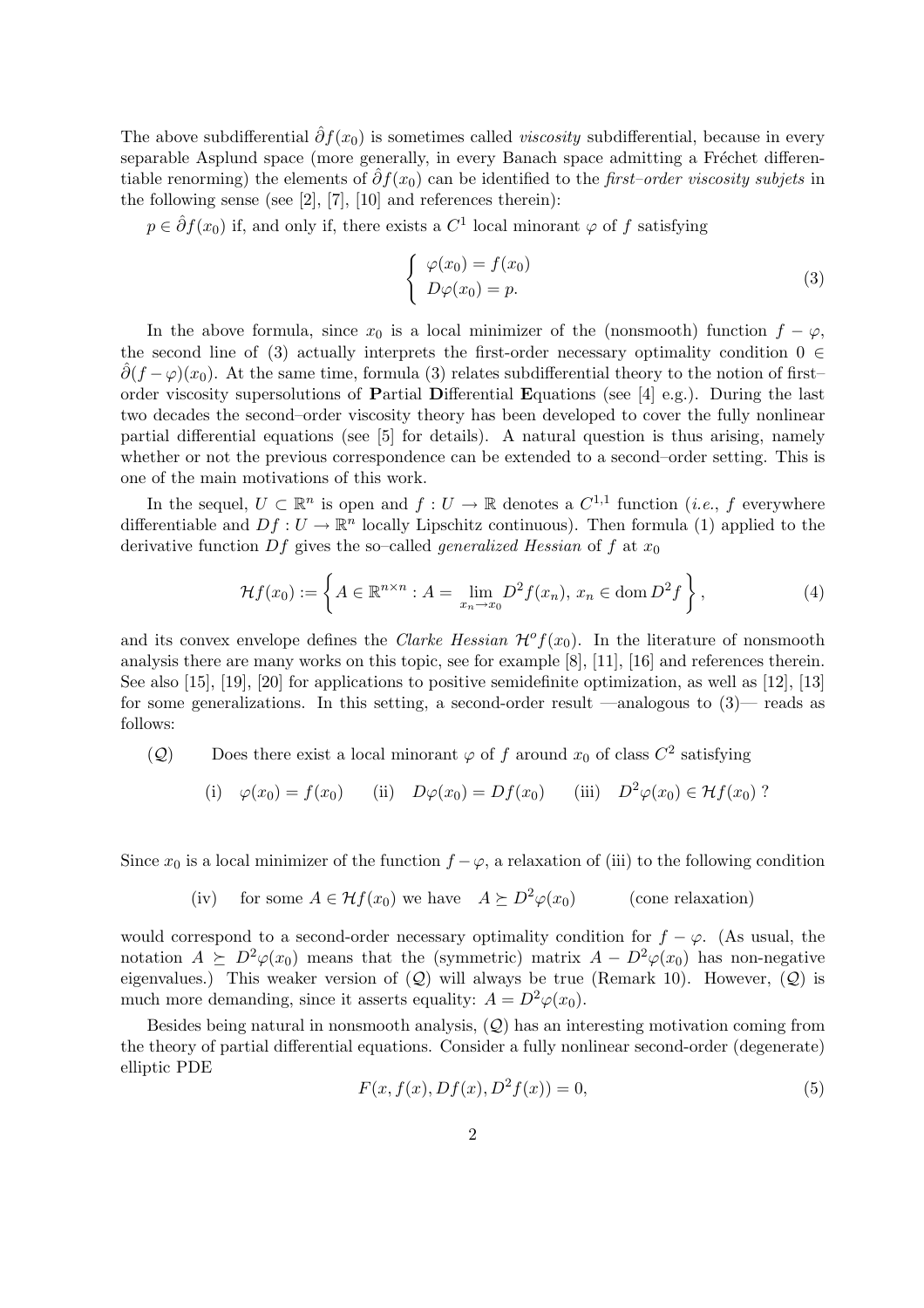The above subdifferential $\hat{\partial} f(x_0)$ is sometimes called *viscosity* subdifferential, because in every separable Asplund space (more generally, in every Banach space admitting a Fréchet differentiable renorming) the elements of $\hat{\partial} f(x_0)$ can be identified to the *first–order viscosity subjets* in the following sense (see [2], [7], [10] and references therein):

$p \in \hat{\partial} f(x_0)$ if, and only if, there exists a $C^1$ local minorant $\varphi$ of $f$ satisfying

$$
\left\{ \begin{array}{l} \varphi(x_0) = f(x_0) \\ D\varphi(x_0) = p. \end{array} \right. \tag{3}
$$

In the above formula, since $x_0$ is a local minimizer of the (nonsmooth) function $f - \varphi$, the second line of (3) actually interprets the first-order necessary optimality condition $0 \in \hat{\partial}(f - \varphi)(x_0)$. At the same time, formula (3) relates subdifferential theory to the notion of first–order viscosity supersolutions of **P**artial **D**ifferential **E**quations (see [4] e.g.). During the last two decades the second–order viscosity theory has been developed to cover the fully nonlinear partial differential equations (see [5] for details). A natural question is thus arising, namely whether or not the previous correspondence can be extended to a second–order setting. This is one of the main motivations of this work.

In the sequel, $U \subset \mathbb{R}^n$ is open and $f : U \to \mathbb{R}$ denotes a $C^{1,1}$ function (*i.e.*, $f$ everywhere differentiable and $Df : U \to \mathbb{R}^n$ locally Lipschitz continuous). Then formula (1) applied to the derivative function $Df$ gives the so–called *generalized Hessian* of $f$ at $x_0$

$$
\mathcal{H}f(x_0) := \left\{ A \in \mathbb{R}^{n \times n} : A = \lim_{x_n \to x_0} D^2 f(x_n),\ x_n \in \operatorname{dom} D^2 f \right\}, \tag{4}
$$

and its convex envelope defines the *Clarke Hessian* $\mathcal{H}^o f(x_0)$. In the literature of nonsmooth analysis there are many works on this topic, see for example [8], [11], [16] and references therein. See also [15], [19], [20] for applications to positive semidefinite optimization, as well as [12], [13] for some generalizations. In this setting, a second-order result —analogous to (3)— reads as follows:

($\mathcal{Q}$) Does there exist a local minorant $\varphi$ of $f$ around $x_0$ of class $C^2$ satisfying

(i) $\varphi(x_0) = f(x_0)$  (ii) $D\varphi(x_0) = Df(x_0)$  (iii) $D^2\varphi(x_0) \in \mathcal{H}f(x_0)$ ?

Since $x_0$ is a local minimizer of the function $f - \varphi$, a relaxation of (iii) to the following condition

(iv) for some $A \in \mathcal{H}f(x_0)$ we have $A \succeq D^2\varphi(x_0)$  (cone relaxation)

would correspond to a second-order necessary optimality condition for $f - \varphi$. (As usual, the notation $A \succeq D^2\varphi(x_0)$ means that the (symmetric) matrix $A - D^2\varphi(x_0)$ has non-negative eigenvalues.) This weaker version of ($\mathcal{Q}$) will always be true (Remark 10). However, ($\mathcal{Q}$) is much more demanding, since it asserts equality: $A = D^2\varphi(x_0)$.

Besides being natural in nonsmooth analysis, ($\mathcal{Q}$) has an interesting motivation coming from the theory of partial differential equations. Consider a fully nonlinear second-order (degenerate) elliptic PDE

$$
F(x, f(x), Df(x), D^2 f(x)) = 0, \tag{5}
$$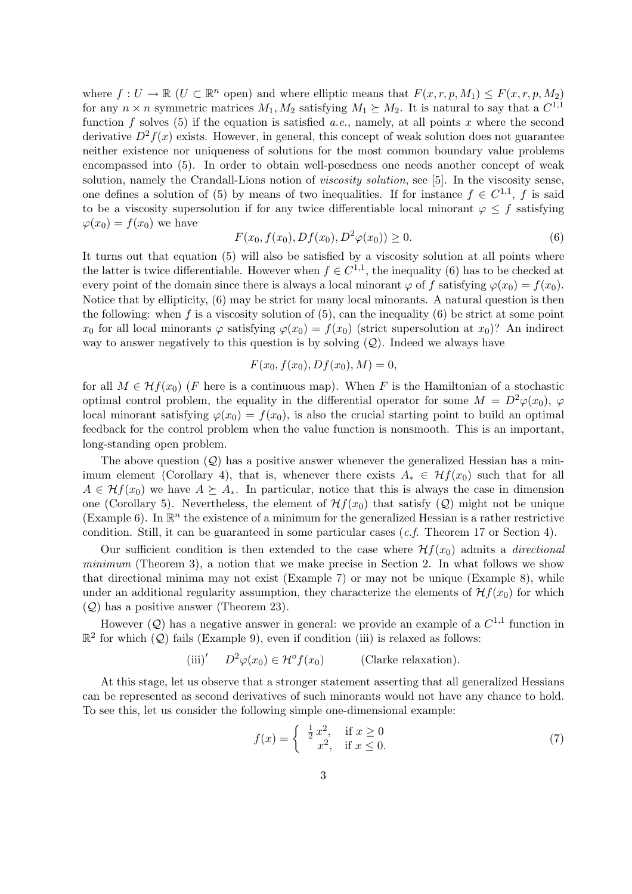where $f : U \to \mathbb{R}$ ($U \subset \mathbb{R}^n$ open) and where elliptic means that $F(x, r, p, M_1) \le F(x, r, p, M_2)$ for any $n \times n$ symmetric matrices $M_1, M_2$ satisfying $M_1 \succeq M_2$. It is natural to say that a $C^{1,1}$ function $f$ solves (5) if the equation is satisfied *a.e.*, namely, at all points $x$ where the second derivative $D^2 f(x)$ exists. However, in general, this concept of weak solution does not guarantee neither existence nor uniqueness of solutions for the most common boundary value problems encompassed into (5). In order to obtain well-posedness one needs another concept of weak solution, namely the Crandall-Lions notion of *viscosity solution*, see [5]. In the viscosity sense, one defines a solution of (5) by means of two inequalities. If for instance $f \in C^{1,1}$, $f$ is said to be a viscosity supersolution if for any twice differentiable local minorant $\varphi \le f$ satisfying $\varphi(x_0) = f(x_0)$ we have

$$F(x_0, f(x_0), Df(x_0), D^2\varphi(x_0)) \ge 0. \tag{6}$$

It turns out that equation (5) will also be satisfied by a viscosity solution at all points where the latter is twice differentiable. However when $f \in C^{1,1}$, the inequality (6) has to be checked at every point of the domain since there is always a local minorant $\varphi$ of $f$ satisfying $\varphi(x_0) = f(x_0)$. Notice that by ellipticity, (6) may be strict for many local minorants. A natural question is then the following: when $f$ is a viscosity solution of (5), can the inequality (6) be strict at some point $x_0$ for all local minorants $\varphi$ satisfying $\varphi(x_0) = f(x_0)$ (strict supersolution at $x_0$)? An indirect way to answer negatively to this question is by solving ($\mathcal{Q}$). Indeed we always have

$$F(x_0, f(x_0), Df(x_0), M) = 0,$$

for all $M \in \mathcal{H}f(x_0)$ ($F$ here is a continuous map). When $F$ is the Hamiltonian of a stochastic optimal control problem, the equality in the differential operator for some $M = D^2\varphi(x_0)$, $\varphi$ local minorant satisfying $\varphi(x_0) = f(x_0)$, is also the crucial starting point to build an optimal feedback for the control problem when the value function is nonsmooth. This is an important, long-standing open problem.

The above question ($\mathcal{Q}$) has a positive answer whenever the generalized Hessian has a minimum element (Corollary 4), that is, whenever there exists $A_* \in \mathcal{H}f(x_0)$ such that for all $A \in \mathcal{H}f(x_0)$ we have $A \succeq A_*$. In particular, notice that this is always the case in dimension one (Corollary 5). Nevertheless, the element of $\mathcal{H}f(x_0)$ that satisfy ($\mathcal{Q}$) might not be unique (Example 6). In $\mathbb{R}^n$ the existence of a minimum for the generalized Hessian is a rather restrictive condition. Still, it can be guaranteed in some particular cases (*c.f.* Theorem 17 or Section 4).

Our sufficient condition is then extended to the case where $\mathcal{H}f(x_0)$ admits a *directional minimum* (Theorem 3), a notion that we make precise in Section 2. In what follows we show that directional minima may not exist (Example 7) or may not be unique (Example 8), while under an additional regularity assumption, they characterize the elements of $\mathcal{H}f(x_0)$ for which ($\mathcal{Q}$) has a positive answer (Theorem 23).

However ($\mathcal{Q}$) has a negative answer in general: we provide an example of a $C^{1,1}$ function in $\mathbb{R}^2$ for which ($\mathcal{Q}$) fails (Example 9), even if condition (iii) is relaxed as follows:

$$\text{(iii)}' \qquad D^2\varphi(x_0) \in \mathcal{H}^o f(x_0) \qquad\qquad \text{(Clarke relaxation).}$$

At this stage, let us observe that a stronger statement asserting that all generalized Hessians can be represented as second derivatives of such minorants would not have any chance to hold. To see this, let us consider the following simple one-dimensional example:

$$f(x) = \begin{cases} \frac{1}{2}\,x^2, & \text{if } x \ge 0 \\ x^2, & \text{if } x \le 0. \end{cases} \tag{7}$$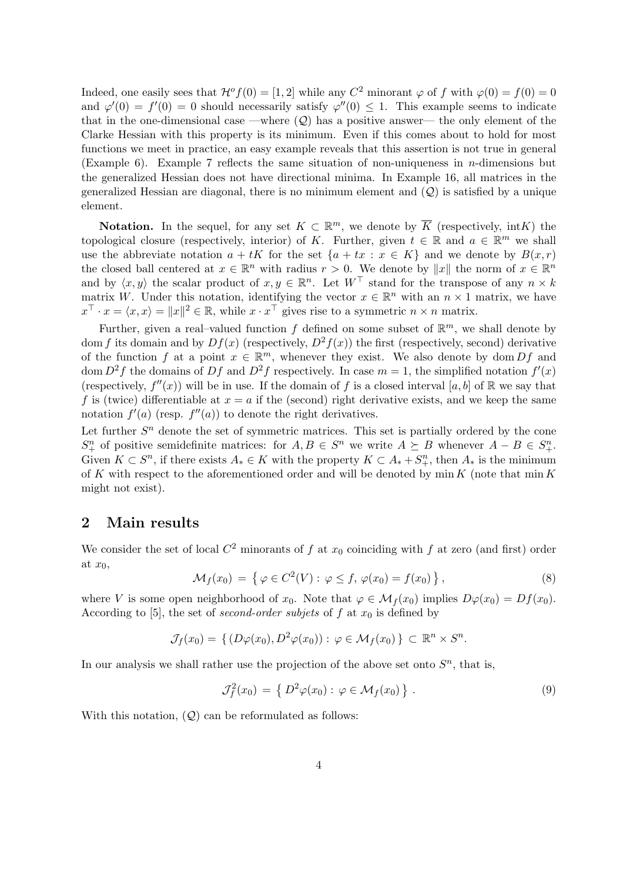Indeed, one easily sees that $\mathcal{H}^o f(0) = [1, 2]$ while any $C^2$ minorant $\varphi$ of $f$ with $\varphi(0) = f(0) = 0$ and $\varphi'(0) = f'(0) = 0$ should necessarily satisfy $\varphi''(0) \leq 1$. This example seems to indicate that in the one-dimensional case —where $(\mathcal{Q})$ has a positive answer— the only element of the Clarke Hessian with this property is its minimum. Even if this comes about to hold for most functions we meet in practice, an easy example reveals that this assertion is not true in general (Example 6). Example 7 reflects the same situation of non-uniqueness in $n$-dimensions but the generalized Hessian does not have directional minima. In Example 16, all matrices in the generalized Hessian are diagonal, there is no minimum element and $(\mathcal{Q})$ is satisfied by a unique element.

**Notation.** In the sequel, for any set $K \subset \mathbb{R}^m$, we denote by $\overline{K}$ (respectively, $\mathrm{int}K$) the topological closure (respectively, interior) of $K$. Further, given $t \in \mathbb{R}$ and $a \in \mathbb{R}^m$ we shall use the abbreviate notation $a + tK$ for the set $\{a + tx : x \in K\}$ and we denote by $B(x, r)$ the closed ball centered at $x \in \mathbb{R}^n$ with radius $r > 0$. We denote by $\|x\|$ the norm of $x \in \mathbb{R}^n$ and by $\langle x, y\rangle$ the scalar product of $x, y \in \mathbb{R}^n$. Let $W^\top$ stand for the transpose of any $n \times k$ matrix $W$. Under this notation, identifying the vector $x \in \mathbb{R}^n$ with an $n \times 1$ matrix, we have $x^\top \cdot x = \langle x, x\rangle = \|x\|^2 \in \mathbb{R}$, while $x \cdot x^\top$ gives rise to a symmetric $n \times n$ matrix.

Further, given a real–valued function $f$ defined on some subset of $\mathbb{R}^m$, we shall denote by $\mathrm{dom}\, f$ its domain and by $Df(x)$ (respectively, $D^2 f(x)$) the first (respectively, second) derivative of the function $f$ at a point $x \in \mathbb{R}^m$, whenever they exist. We also denote by $\mathrm{dom}\, Df$ and $\mathrm{dom}\, D^2 f$ the domains of $Df$ and $D^2 f$ respectively. In case $m = 1$, the simplified notation $f'(x)$ (respectively, $f''(x)$) will be in use. If the domain of $f$ is a closed interval $[a, b]$ of $\mathbb{R}$ we say that $f$ is (twice) differentiable at $x = a$ if the (second) right derivative exists, and we keep the same notation $f'(a)$ (resp. $f''(a)$) to denote the right derivatives.
Let further $S^n$ denote the set of symmetric matrices. This set is partially ordered by the cone $S^n_+$ of positive semidefinite matrices: for $A, B \in S^n$ we write $A \succeq B$ whenever $A - B \in S^n_+$. Given $K \subset S^n$, if there exists $A_* \in K$ with the property $K \subset A_* + S^n_+$, then $A_*$ is the minimum of $K$ with respect to the aforementioned order and will be denoted by $\min K$ (note that $\min K$ might not exist).

## 2 Main results

We consider the set of local $C^2$ minorants of $f$ at $x_0$ coinciding with $f$ at zero (and first) order at $x_0$,

$$\mathcal{M}_f(x_0) = \left\{ \varphi \in C^2(V) : \varphi \leq f,\, \varphi(x_0) = f(x_0) \right\}, \tag{8}$$

where $V$ is some open neighborhood of $x_0$. Note that $\varphi \in \mathcal{M}_f(x_0)$ implies $D\varphi(x_0) = Df(x_0)$. According to [5], the set of *second-order subjets* of $f$ at $x_0$ is defined by

$$\mathcal{J}_f(x_0) = \{ (D\varphi(x_0), D^2\varphi(x_0)) : \varphi \in \mathcal{M}_f(x_0) \} \subset \mathbb{R}^n \times S^n.$$

In our analysis we shall rather use the projection of the above set onto $S^n$, that is,

$$\mathcal{J}^2_f(x_0) = \left\{ D^2\varphi(x_0) : \varphi \in \mathcal{M}_f(x_0) \right\}. \tag{9}$$

With this notation, $(\mathcal{Q})$ can be reformulated as follows: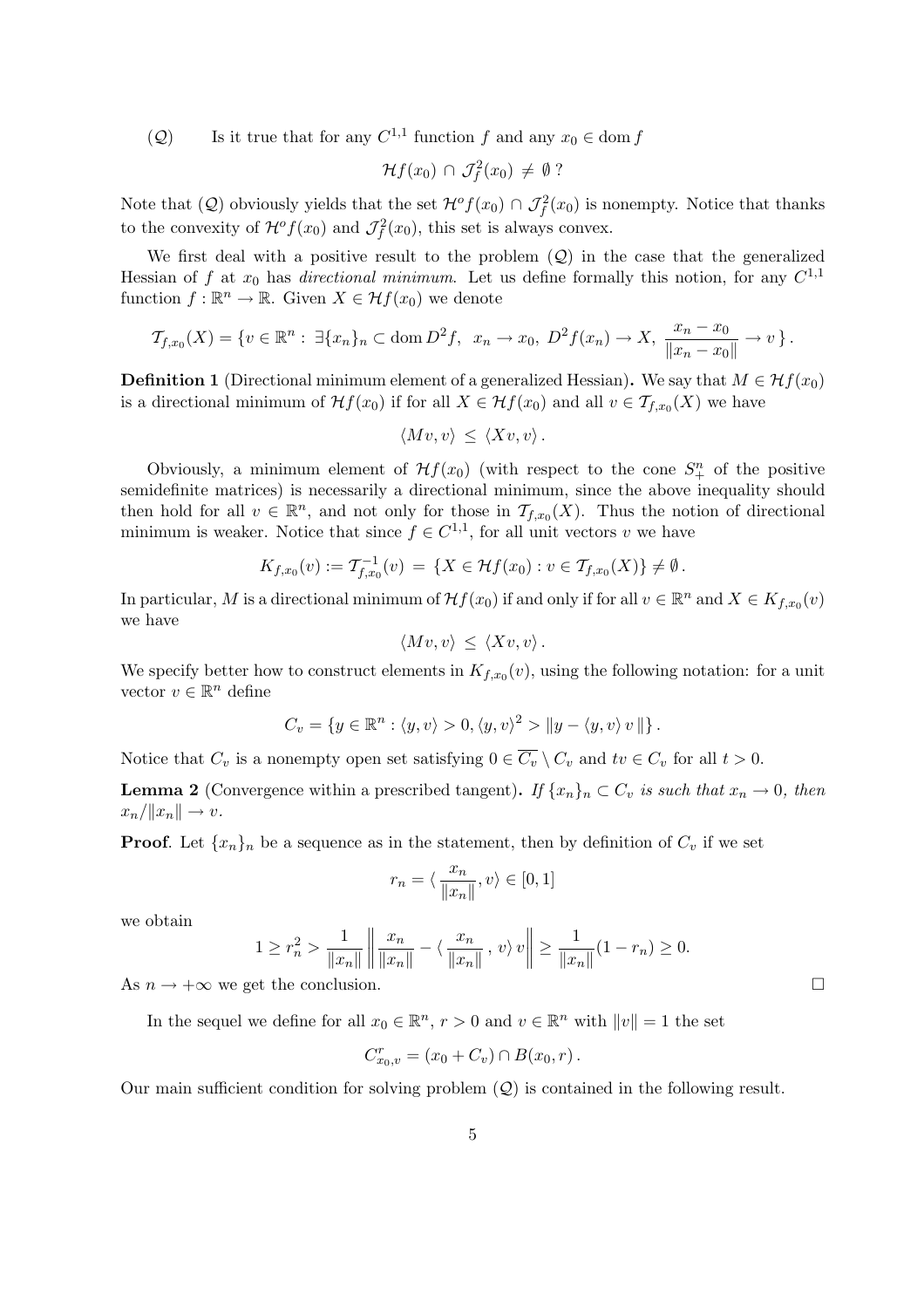($\mathcal{Q}$) Is it true that for any $C^{1,1}$ function $f$ and any $x_0 \in \operatorname{dom} f$

$$\mathcal{H}f(x_0) \cap \mathcal{J}_f^2(x_0) \neq \emptyset\,?$$

Note that ($\mathcal{Q}$) obviously yields that the set $\mathcal{H}^o f(x_0) \cap \mathcal{J}_f^2(x_0)$ is nonempty. Notice that thanks to the convexity of $\mathcal{H}^o f(x_0)$ and $\mathcal{J}_f^2(x_0)$, this set is always convex.

We first deal with a positive result to the problem ($\mathcal{Q}$) in the case that the generalized Hessian of $f$ at $x_0$ has *directional minimum*. Let us define formally this notion, for any $C^{1,1}$ function $f : \mathbb{R}^n \to \mathbb{R}$. Given $X \in \mathcal{H}f(x_0)$ we denote

$$\mathcal{T}_{f,x_0}(X) = \{v \in \mathbb{R}^n : \ \exists \{x_n\}_n \subset \operatorname{dom} D^2 f,\ \ x_n \to x_0,\ D^2 f(x_n) \to X,\ \frac{x_n - x_0}{\|x_n - x_0\|} \to v\,\}\,.$$

**Definition 1** (Directional minimum element of a generalized Hessian)**.** We say that $M \in \mathcal{H}f(x_0)$ is a directional minimum of $\mathcal{H}f(x_0)$ if for all $X \in \mathcal{H}f(x_0)$ and all $v \in \mathcal{T}_{f,x_0}(X)$ we have

$$\langle Mv, v\rangle \ \le\ \langle Xv, v\rangle\,.$$

Obviously, a minimum element of $\mathcal{H}f(x_0)$ (with respect to the cone $S_+^n$ of the positive semidefinite matrices) is necessarily a directional minimum, since the above inequality should then hold for all $v \in \mathbb{R}^n$, and not only for those in $\mathcal{T}_{f,x_0}(X)$. Thus the notion of directional minimum is weaker. Notice that since $f \in C^{1,1}$, for all unit vectors $v$ we have

$$K_{f,x_0}(v) := \mathcal{T}_{f,x_0}^{-1}(v) \ =\ \{X \in \mathcal{H}f(x_0) : v \in \mathcal{T}_{f,x_0}(X)\} \neq \emptyset\,.$$

In particular, $M$ is a directional minimum of $\mathcal{H}f(x_0)$ if and only if for all $v \in \mathbb{R}^n$ and $X \in K_{f,x_0}(v)$ we have

$$\langle Mv, v\rangle \ \le\ \langle Xv, v\rangle\,.$$

We specify better how to construct elements in $K_{f,x_0}(v)$, using the following notation: for a unit vector $v \in \mathbb{R}^n$ define

$$C_v = \{y \in \mathbb{R}^n : \langle y, v\rangle > 0, \langle y, v\rangle^2 > \|y - \langle y, v\rangle\, v\,\|\}\,.$$

Notice that $C_v$ is a nonempty open set satisfying $0 \in \overline{C_v} \setminus C_v$ and $tv \in C_v$ for all $t > 0$.

**Lemma 2** (Convergence within a prescribed tangent)**.** *If $\{x_n\}_n \subset C_v$ is such that $x_n \to 0$, then $x_n/\|x_n\| \to v$.*

**Proof**. Let $\{x_n\}_n$ be a sequence as in the statement, then by definition of $C_v$ if we set

$$r_n = \langle\, \frac{x_n}{\|x_n\|}, v\rangle \in [0,1]$$

we obtain

$$1 \ge r_n^2 > \frac{1}{\|x_n\|}\left\|\frac{x_n}{\|x_n\|} - \langle\, \frac{x_n}{\|x_n\|}\,,\, v\rangle\, v\right\| \ge \frac{1}{\|x_n\|}(1 - r_n) \ge 0.$$

As $n \to +\infty$ we get the conclusion. $\square$

In the sequel we define for all $x_0 \in \mathbb{R}^n$, $r > 0$ and $v \in \mathbb{R}^n$ with $\|v\| = 1$ the set

$$C_{x_0,v}^r = (x_0 + C_v) \cap B(x_0, r)\,.$$

Our main sufficient condition for solving problem ($\mathcal{Q}$) is contained in the following result.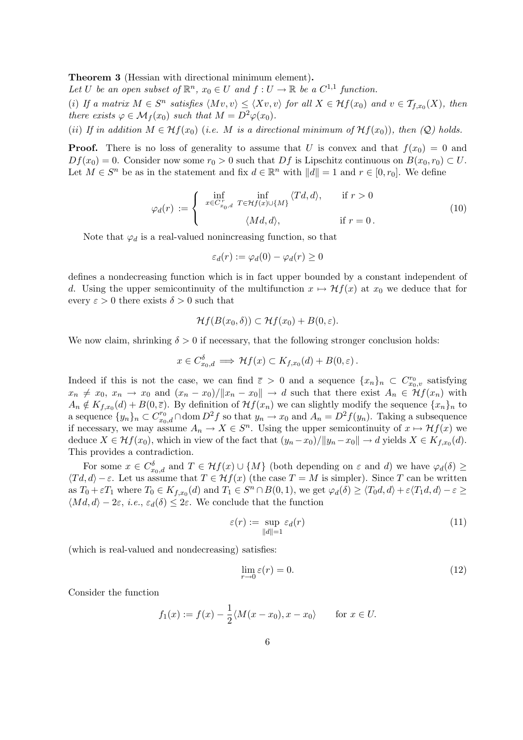**Theorem 3** (Hessian with directional minimum element)**.**
*Let $U$ be an open subset of $\mathbb{R}^n$, $x_0 \in U$ and $f : U \to \mathbb{R}$ be a $C^{1,1}$ function.*

*(i) If a matrix $M \in S^n$ satisfies $\langle Mv, v\rangle \le \langle Xv, v\rangle$ for all $X \in \mathcal{H}f(x_0)$ and $v \in \mathcal{T}_{f,x_0}(X)$, then there exists $\varphi \in \mathcal{M}_f(x_0)$ such that $M = D^2\varphi(x_0)$.*

*(ii) If in addition $M \in \mathcal{H}f(x_0)$ (i.e. $M$ is a directional minimum of $\mathcal{H}f(x_0)$), then ($\mathcal{Q}$) holds.*

**Proof.** There is no loss of generality to assume that $U$ is convex and that $f(x_0) = 0$ and $Df(x_0) = 0$. Consider now some $r_0 > 0$ such that $Df$ is Lipschitz continuous on $B(x_0, r_0) \subset U$. Let $M \in S^n$ be as in the statement and fix $d \in \mathbb{R}^n$ with $\|d\| = 1$ and $r \in [0, r_0]$. We define

$$\varphi_d(r) := \begin{cases} \inf\limits_{x \in C^r_{x_0,d}} \ \inf\limits_{T \in \mathcal{H}f(x) \cup \{M\}} \langle Td, d\rangle, & \text{if } r > 0 \\ \langle Md, d\rangle, & \text{if } r = 0\,. \end{cases} \tag{10}$$

Note that $\varphi_d$ is a real-valued nonincreasing function, so that

$$\varepsilon_d(r) := \varphi_d(0) - \varphi_d(r) \ge 0$$

defines a nondecreasing function which is in fact upper bounded by a constant independent of $d$. Using the upper semicontinuity of the multifunction $x \mapsto \mathcal{H}f(x)$ at $x_0$ we deduce that for every $\varepsilon > 0$ there exists $\delta > 0$ such that

$$\mathcal{H}f(B(x_0, \delta)) \subset \mathcal{H}f(x_0) + B(0, \varepsilon).$$

We now claim, shrinking $\delta > 0$ if necessary, that the following stronger conclusion holds:

$$x \in C^\delta_{x_0,d} \implies \mathcal{H}f(x) \subset K_{f,x_0}(d) + B(0, \varepsilon)\,.$$

Indeed if this is not the case, we can find $\bar\varepsilon > 0$ and a sequence $\{x_n\}_n \subset C^{r_0}_{x_0,v}$ satisfying $x_n \neq x_0$, $x_n \to x_0$ and $(x_n - x_0)/\|x_n - x_0\| \to d$ such that there exist $A_n \in \mathcal{H}f(x_n)$ with $A_n \notin K_{f,x_0}(d) + B(0, \bar\varepsilon)$. By definition of $\mathcal{H}f(x_n)$ we can slightly modify the sequence $\{x_n\}_n$ to a sequence $\{y_n\}_n \subset C^{r_0}_{x_0,d} \cap \operatorname{dom} D^2 f$ so that $y_n \to x_0$ and $A_n = D^2 f(y_n)$. Taking a subsequence if necessary, we may assume $A_n \to X \in S^n$. Using the upper semicontinuity of $x \mapsto \mathcal{H}f(x)$ we deduce $X \in \mathcal{H}f(x_0)$, which in view of the fact that $(y_n - x_0)/\|y_n - x_0\| \to d$ yields $X \in K_{f,x_0}(d)$. This provides a contradiction.

For some $x \in C^\delta_{x_0,d}$ and $T \in \mathcal{H}f(x) \cup \{M\}$ (both depending on $\varepsilon$ and $d$) we have $\varphi_d(\delta) \ge \langle Td, d\rangle - \varepsilon$. Let us assume that $T \in \mathcal{H}f(x)$ (the case $T = M$ is simpler). Since $T$ can be written as $T_0 + \varepsilon T_1$ where $T_0 \in K_{f,x_0}(d)$ and $T_1 \in S^n \cap B(0,1)$, we get $\varphi_d(\delta) \ge \langle T_0 d, d\rangle + \varepsilon\langle T_1 d, d\rangle - \varepsilon \ge \langle Md, d\rangle - 2\varepsilon$, *i.e.*, $\varepsilon_d(\delta) \le 2\varepsilon$. We conclude that the function

$$\varepsilon(r) := \sup_{\|d\|=1} \varepsilon_d(r) \tag{11}$$

(which is real-valued and nondecreasing) satisfies:

$$\lim_{r \to 0} \varepsilon(r) = 0. \tag{12}$$

Consider the function

$$f_1(x) := f(x) - \frac{1}{2}\langle M(x - x_0), x - x_0\rangle \qquad \text{for } x \in U.$$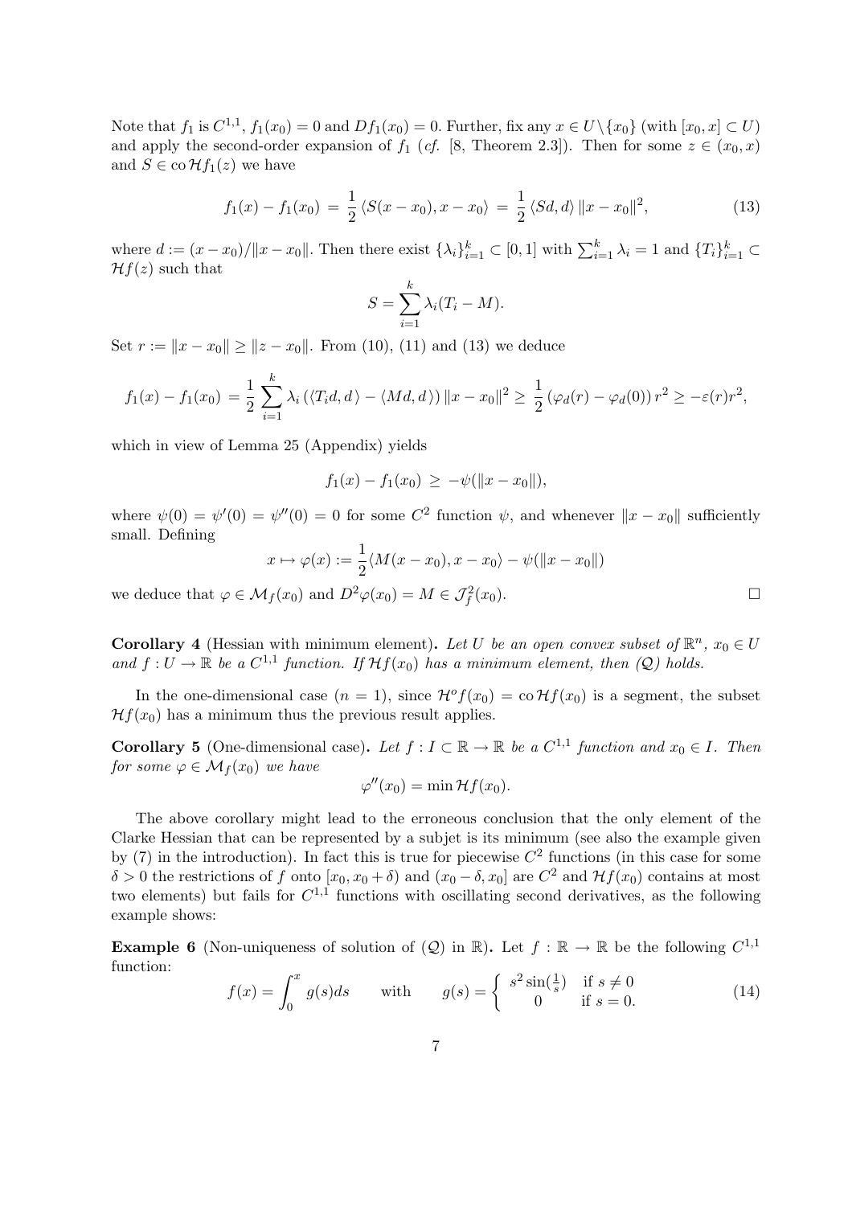Note that $f_1$ is $C^{1,1}$, $f_1(x_0) = 0$ and $Df_1(x_0) = 0$. Further, fix any $x \in U \setminus \{x_0\}$ (with $[x_0, x] \subset U$) and apply the second-order expansion of $f_1$ (*cf.* [8, Theorem 2.3]). Then for some $z \in (x_0, x)$ and $S \in \operatorname{co} \mathcal{H} f_1(z)$ we have

$$f_1(x) - f_1(x_0) \;=\; \frac{1}{2} \langle S(x - x_0), x - x_0 \rangle \;=\; \frac{1}{2} \langle Sd, d \rangle \, \|x - x_0\|^2, \tag{13}$$

where $d := (x - x_0)/\|x - x_0\|$. Then there exist $\{\lambda_i\}_{i=1}^k \subset [0, 1]$ with $\sum_{i=1}^k \lambda_i = 1$ and $\{T_i\}_{i=1}^k \subset \mathcal{H} f(z)$ such that

$$S = \sum_{i=1}^{k} \lambda_i (T_i - M).$$

Set $r := \|x - x_0\| \geq \|z - x_0\|$. From (10), (11) and (13) we deduce

$$f_1(x) - f_1(x_0) \;=\; \frac{1}{2} \sum_{i=1}^{k} \lambda_i \left( \langle T_i d, d \rangle - \langle Md, d \rangle \right) \|x - x_0\|^2 \geq \frac{1}{2} \left( \varphi_d(r) - \varphi_d(0) \right) r^2 \geq -\varepsilon(r) r^2,$$

which in view of Lemma 25 (Appendix) yields

$$f_1(x) - f_1(x_0) \;\geq\; -\psi(\|x - x_0\|),$$

where $\psi(0) = \psi'(0) = \psi''(0) = 0$ for some $C^2$ function $\psi$, and whenever $\|x - x_0\|$ sufficiently small. Defining

$$x \mapsto \varphi(x) := \frac{1}{2} \langle M(x - x_0), x - x_0 \rangle - \psi(\|x - x_0\|)$$

we deduce that $\varphi \in \mathcal{M}_f(x_0)$ and $D^2 \varphi(x_0) = M \in \mathcal{J}_f^2(x_0)$. $\square$

**Corollary 4** (Hessian with minimum element)**.** *Let $U$ be an open convex subset of $\mathbb{R}^n$, $x_0 \in U$ and $f : U \to \mathbb{R}$ be a $C^{1,1}$ function. If $\mathcal{H} f(x_0)$ has a minimum element, then $(\mathcal{Q})$ holds.*

In the one-dimensional case ($n = 1$), since $\mathcal{H}^o f(x_0) = \operatorname{co} \mathcal{H} f(x_0)$ is a segment, the subset $\mathcal{H} f(x_0)$ has a minimum thus the previous result applies.

**Corollary 5** (One-dimensional case)**.** *Let $f : I \subset \mathbb{R} \to \mathbb{R}$ be a $C^{1,1}$ function and $x_0 \in I$. Then for some $\varphi \in \mathcal{M}_f(x_0)$ we have*

$$\varphi''(x_0) = \min \mathcal{H} f(x_0).$$

The above corollary might lead to the erroneous conclusion that the only element of the Clarke Hessian that can be represented by a subjet is its minimum (see also the example given by (7) in the introduction). In fact this is true for piecewise $C^2$ functions (in this case for some $\delta > 0$ the restrictions of $f$ onto $[x_0, x_0 + \delta)$ and $(x_0 - \delta, x_0]$ are $C^2$ and $\mathcal{H} f(x_0)$ contains at most two elements) but fails for $C^{1,1}$ functions with oscillating second derivatives, as the following example shows:

**Example 6** (Non-uniqueness of solution of $(\mathcal{Q})$ in $\mathbb{R}$)**.** Let $f : \mathbb{R} \to \mathbb{R}$ be the following $C^{1,1}$ function:

$$f(x) = \int_0^x g(s) ds \qquad \text{with} \qquad g(s) = \begin{cases} s^2 \sin(\frac{1}{s}) & \text{if } s \neq 0 \\ 0 & \text{if } s = 0. \end{cases} \tag{14}$$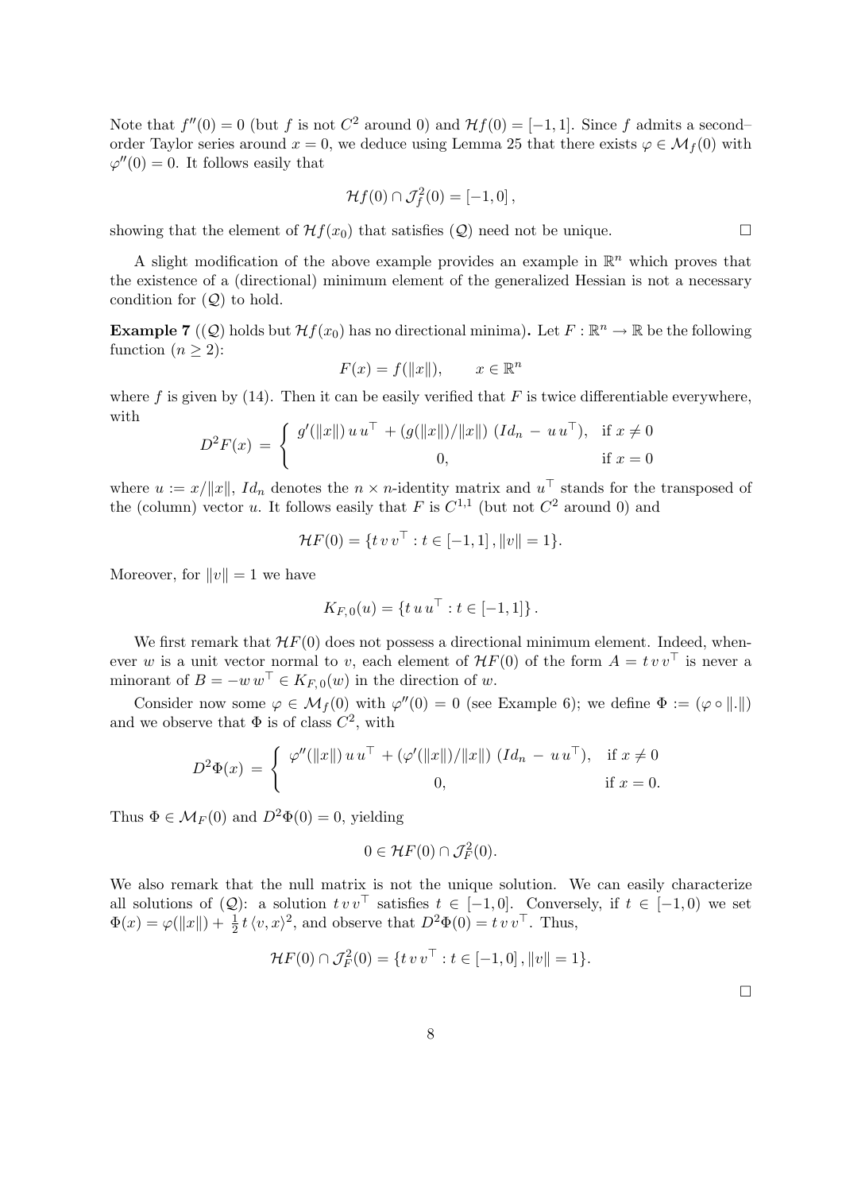Note that $f''(0) = 0$ (but $f$ is not $C^2$ around 0) and $\mathcal{H}f(0) = [-1, 1]$. Since $f$ admits a second–order Taylor series around $x = 0$, we deduce using Lemma 25 that there exists $\varphi \in \mathcal{M}_f(0)$ with $\varphi''(0) = 0$. It follows easily that

$$\mathcal{H}f(0) \cap \mathcal{J}_f^2(0) = [-1, 0]\,,$$

showing that the element of $\mathcal{H}f(x_0)$ that satisfies $(\mathcal{Q})$ need not be unique. $\square$

A slight modification of the above example provides an example in $\mathbb{R}^n$ which proves that the existence of a (directional) minimum element of the generalized Hessian is not a necessary condition for $(\mathcal{Q})$ to hold.

**Example 7** **($(\mathcal{Q})$ holds but $\mathcal{H}f(x_0)$ has no directional minima).** Let $F : \mathbb{R}^n \to \mathbb{R}$ be the following function ($n \geq 2$):

$$F(x) = f(\|x\|), \qquad x \in \mathbb{R}^n$$

where $f$ is given by (14). Then it can be easily verified that $F$ is twice differentiable everywhere, with

$$D^2F(x) \;=\; \begin{cases} g'(\|x\|)\, u\, u^\top \;+ (g(\|x\|)/\|x\|)\; (Id_n \;-\; u\, u^\top), & \text{if } x \neq 0 \\ 0, & \text{if } x = 0 \end{cases}$$

where $u := x/\|x\|$, $Id_n$ denotes the $n \times n$-identity matrix and $u^\top$ stands for the transposed of the (column) vector $u$. It follows easily that $F$ is $C^{1,1}$ (but not $C^2$ around 0) and

$$\mathcal{H}F(0) = \{t\, v\, v^\top : t \in [-1, 1]\,, \|v\| = 1\}.$$

Moreover, for $\|v\| = 1$ we have

$$K_{F,0}(u) = \{t\, u\, u^\top : t \in [-1, 1]\}\,.$$

We first remark that $\mathcal{H}F(0)$ does not possess a directional minimum element. Indeed, whenever $w$ is a unit vector normal to $v$, each element of $\mathcal{H}F(0)$ of the form $A = t\, v\, v^\top$ is never a minorant of $B = -w\, w^\top \in K_{F,0}(w)$ in the direction of $w$.

Consider now some $\varphi \in \mathcal{M}_f(0)$ with $\varphi''(0) = 0$ (see Example 6); we define $\Phi := (\varphi \circ \|.\|)$ and we observe that $\Phi$ is of class $C^2$, with

$$D^2\Phi(x) \;=\; \begin{cases} \varphi''(\|x\|)\, u\, u^\top \;+ (\varphi'(\|x\|)/\|x\|)\; (Id_n \;-\; u\, u^\top), & \text{if } x \neq 0 \\ 0, & \text{if } x = 0. \end{cases}$$

Thus $\Phi \in \mathcal{M}_F(0)$ and $D^2\Phi(0) = 0$, yielding

$$0 \in \mathcal{H}F(0) \cap \mathcal{J}_F^2(0).$$

We also remark that the null matrix is not the unique solution. We can easily characterize all solutions of $(\mathcal{Q})$: a solution $t\, v\, v^\top$ satisfies $t \in [-1, 0]$. Conversely, if $t \in [-1, 0)$ we set $\Phi(x) = \varphi(\|x\|) + \frac{1}{2}\, t\, \langle v, x\rangle^2$, and observe that $D^2\Phi(0) = t\, v\, v^\top$. Thus,

$$\mathcal{H}F(0) \cap \mathcal{J}_F^2(0) = \{t\, v\, v^\top : t \in [-1, 0]\,, \|v\| = 1\}.$$

$\square$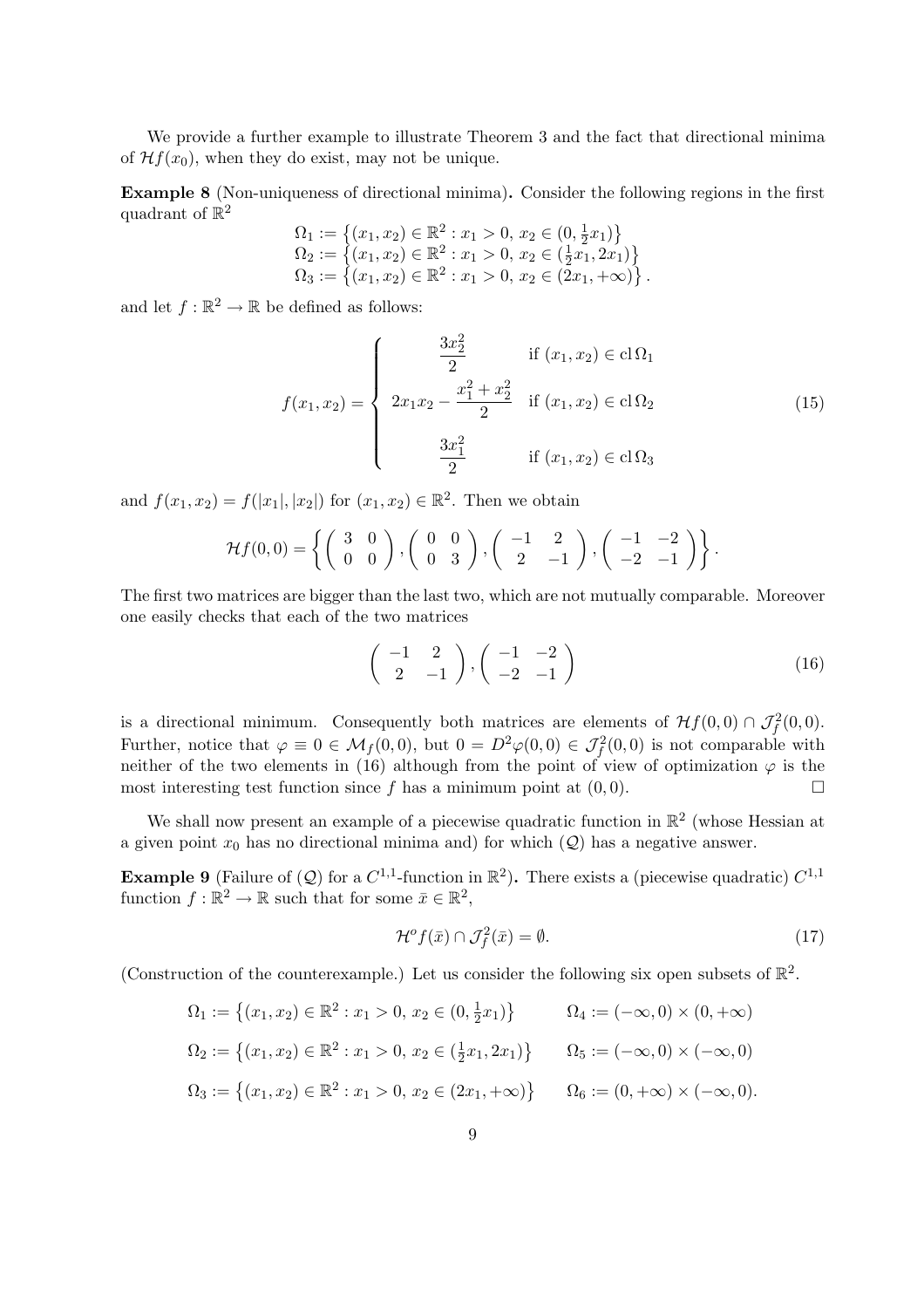We provide a further example to illustrate Theorem 3 and the fact that directional minima of $\mathcal{H}f(x_0)$, when they do exist, may not be unique.

**Example 8** (Non-uniqueness of directional minima)**.** Consider the following regions in the first quadrant of $\mathbb{R}^2$

$$
\begin{aligned}
\Omega_1 &:= \left\{(x_1, x_2) \in \mathbb{R}^2 : x_1 > 0,\ x_2 \in (0, \tfrac{1}{2}x_1)\right\} \\
\Omega_2 &:= \left\{(x_1, x_2) \in \mathbb{R}^2 : x_1 > 0,\ x_2 \in (\tfrac{1}{2}x_1, 2x_1)\right\} \\
\Omega_3 &:= \left\{(x_1, x_2) \in \mathbb{R}^2 : x_1 > 0,\ x_2 \in (2x_1, +\infty)\right\}.
\end{aligned}
$$

and let $f : \mathbb{R}^2 \to \mathbb{R}$ be defined as follows:

$$
f(x_1, x_2) = \begin{cases} \dfrac{3x_2^2}{2} & \text{if } (x_1, x_2) \in \operatorname{cl} \Omega_1 \\[2ex] 2x_1 x_2 - \dfrac{x_1^2 + x_2^2}{2} & \text{if } (x_1, x_2) \in \operatorname{cl} \Omega_2 \\[2ex] \dfrac{3x_1^2}{2} & \text{if } (x_1, x_2) \in \operatorname{cl} \Omega_3 \end{cases} \tag{15}
$$

and $f(x_1, x_2) = f(|x_1|, |x_2|)$ for $(x_1, x_2) \in \mathbb{R}^2$. Then we obtain

$$
\mathcal{H}f(0,0) = \left\{ \begin{pmatrix} 3 & 0 \\ 0 & 0 \end{pmatrix}, \begin{pmatrix} 0 & 0 \\ 0 & 3 \end{pmatrix}, \begin{pmatrix} -1 & 2 \\ 2 & -1 \end{pmatrix}, \begin{pmatrix} -1 & -2 \\ -2 & -1 \end{pmatrix} \right\}.
$$

The first two matrices are bigger than the last two, which are not mutually comparable. Moreover one easily checks that each of the two matrices

$$
\begin{pmatrix} -1 & 2 \\ 2 & -1 \end{pmatrix}, \begin{pmatrix} -1 & -2 \\ -2 & -1 \end{pmatrix} \tag{16}
$$

is a directional minimum. Consequently both matrices are elements of $\mathcal{H}f(0,0) \cap \mathcal{J}_f^2(0,0)$. Further, notice that $\varphi \equiv 0 \in \mathcal{M}_f(0,0)$, but $0 = D^2\varphi(0,0) \in \mathcal{J}_f^2(0,0)$ is not comparable with neither of the two elements in (16) although from the point of view of optimization $\varphi$ is the most interesting test function since $f$ has a minimum point at $(0,0)$. $\square$

We shall now present an example of a piecewise quadratic function in $\mathbb{R}^2$ (whose Hessian at a given point $x_0$ has no directional minima and) for which $(\mathcal{Q})$ has a negative answer.

**Example 9** (Failure of $(\mathcal{Q})$ for a $C^{1,1}$-function in $\mathbb{R}^2$)**.** There exists a (piecewise quadratic) $C^{1,1}$ function $f : \mathbb{R}^2 \to \mathbb{R}$ such that for some $\bar{x} \in \mathbb{R}^2$,

$$
\mathcal{H}^o f(\bar{x}) \cap \mathcal{J}_f^2(\bar{x}) = \emptyset. \tag{17}
$$

(Construction of the counterexample.) Let us consider the following six open subsets of $\mathbb{R}^2$.

$$
\begin{aligned}
\Omega_1 &:= \left\{(x_1, x_2) \in \mathbb{R}^2 : x_1 > 0,\ x_2 \in (0, \tfrac{1}{2}x_1)\right\} & \Omega_4 &:= (-\infty, 0) \times (0, +\infty) \\
\Omega_2 &:= \left\{(x_1, x_2) \in \mathbb{R}^2 : x_1 > 0,\ x_2 \in (\tfrac{1}{2}x_1, 2x_1)\right\} & \Omega_5 &:= (-\infty, 0) \times (-\infty, 0) \\
\Omega_3 &:= \left\{(x_1, x_2) \in \mathbb{R}^2 : x_1 > 0,\ x_2 \in (2x_1, +\infty)\right\} & \Omega_6 &:= (0, +\infty) \times (-\infty, 0).
\end{aligned}
$$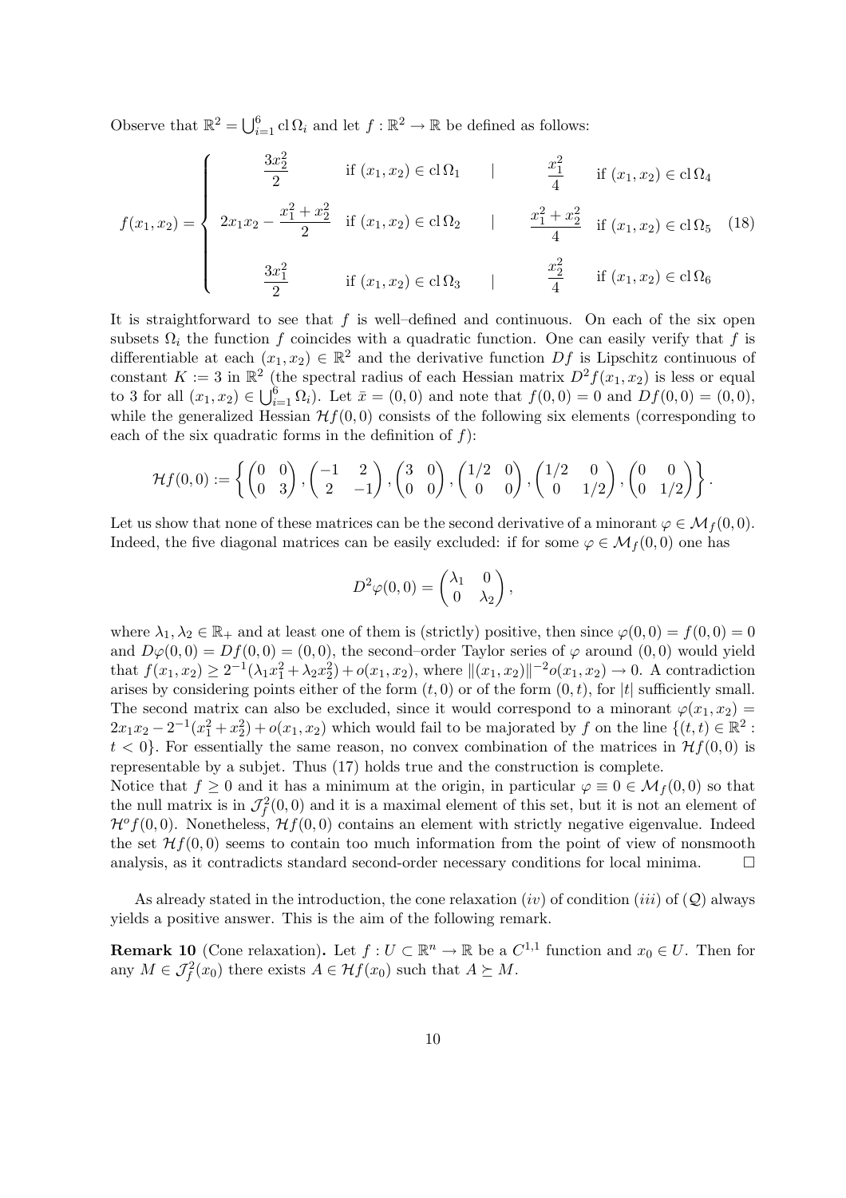Observe that $\mathbb{R}^2 = \bigcup_{i=1}^{6} \operatorname{cl} \Omega_i$ and let $f : \mathbb{R}^2 \to \mathbb{R}$ be defined as follows:

$$
f(x_1, x_2) = \begin{cases}
\dfrac{3x_2^2}{2} & \text{if } (x_1, x_2) \in \operatorname{cl} \Omega_1 \quad | \quad \dfrac{x_1^2}{4} \quad \text{if } (x_1, x_2) \in \operatorname{cl} \Omega_4 \\[2ex]
2x_1 x_2 - \dfrac{x_1^2 + x_2^2}{2} & \text{if } (x_1, x_2) \in \operatorname{cl} \Omega_2 \quad | \quad \dfrac{x_1^2 + x_2^2}{4} \quad \text{if } (x_1, x_2) \in \operatorname{cl} \Omega_5 \\[2ex]
\dfrac{3x_1^2}{2} & \text{if } (x_1, x_2) \in \operatorname{cl} \Omega_3 \quad | \quad \dfrac{x_2^2}{4} \quad \text{if } (x_1, x_2) \in \operatorname{cl} \Omega_6
\end{cases} \tag{18}
$$

It is straightforward to see that $f$ is well–defined and continuous. On each of the six open subsets $\Omega_i$ the function $f$ coincides with a quadratic function. One can easily verify that $f$ is differentiable at each $(x_1, x_2) \in \mathbb{R}^2$ and the derivative function $Df$ is Lipschitz continuous of constant $K := 3$ in $\mathbb{R}^2$ (the spectral radius of each Hessian matrix $D^2 f(x_1, x_2)$ is less or equal to 3 for all $(x_1, x_2) \in \bigcup_{i=1}^{6} \Omega_i$). Let $\bar{x} = (0, 0)$ and note that $f(0, 0) = 0$ and $Df(0, 0) = (0, 0)$, while the generalized Hessian $\mathcal{H}f(0, 0)$ consists of the following six elements (corresponding to each of the six quadratic forms in the definition of $f$):

$$
\mathcal{H}f(0,0) := \left\{ \begin{pmatrix} 0 & 0 \\ 0 & 3 \end{pmatrix}, \begin{pmatrix} -1 & 2 \\ 2 & -1 \end{pmatrix}, \begin{pmatrix} 3 & 0 \\ 0 & 0 \end{pmatrix}, \begin{pmatrix} 1/2 & 0 \\ 0 & 0 \end{pmatrix}, \begin{pmatrix} 1/2 & 0 \\ 0 & 1/2 \end{pmatrix}, \begin{pmatrix} 0 & 0 \\ 0 & 1/2 \end{pmatrix} \right\}.
$$

Let us show that none of these matrices can be the second derivative of a minorant $\varphi \in \mathcal{M}_f(0, 0)$. Indeed, the five diagonal matrices can be easily excluded: if for some $\varphi \in \mathcal{M}_f(0, 0)$ one has

$$
D^2 \varphi(0, 0) = \begin{pmatrix} \lambda_1 & 0 \\ 0 & \lambda_2 \end{pmatrix},
$$

where $\lambda_1, \lambda_2 \in \mathbb{R}_+$ and at least one of them is (strictly) positive, then since $\varphi(0, 0) = f(0, 0) = 0$ and $D\varphi(0, 0) = Df(0, 0) = (0, 0)$, the second–order Taylor series of $\varphi$ around $(0, 0)$ would yield that $f(x_1, x_2) \geq 2^{-1}(\lambda_1 x_1^2 + \lambda_2 x_2^2) + o(x_1, x_2)$, where $\|(x_1, x_2)\|^{-2} o(x_1, x_2) \to 0$. A contradiction arises by considering points either of the form $(t, 0)$ or of the form $(0, t)$, for $|t|$ sufficiently small. The second matrix can also be excluded, since it would correspond to a minorant $\varphi(x_1, x_2) = 2x_1 x_2 - 2^{-1}(x_1^2 + x_2^2) + o(x_1, x_2)$ which would fail to be majorated by $f$ on the line $\{(t, t) \in \mathbb{R}^2 : t < 0\}$. For essentially the same reason, no convex combination of the matrices in $\mathcal{H}f(0, 0)$ is representable by a subjet. Thus (17) holds true and the construction is complete.

Notice that $f \geq 0$ and it has a minimum at the origin, in particular $\varphi \equiv 0 \in \mathcal{M}_f(0, 0)$ so that the null matrix is in $\mathcal{J}_f^2(0, 0)$ and it is a maximal element of this set, but it is not an element of $\mathcal{H}^o f(0, 0)$. Nonetheless, $\mathcal{H}f(0, 0)$ contains an element with strictly negative eigenvalue. Indeed the set $\mathcal{H}f(0, 0)$ seems to contain too much information from the point of view of nonsmooth analysis, as it contradicts standard second-order necessary conditions for local minima. $\square$

As already stated in the introduction, the cone relaxation $(iv)$ of condition $(iii)$ of $(\mathcal{Q})$ always yields a positive answer. This is the aim of the following remark.

**Remark 10** (Cone relaxation)**.** Let $f : U \subset \mathbb{R}^n \to \mathbb{R}$ be a $C^{1,1}$ function and $x_0 \in U$. Then for any $M \in \mathcal{J}_f^2(x_0)$ there exists $A \in \mathcal{H}f(x_0)$ such that $A \succeq M$.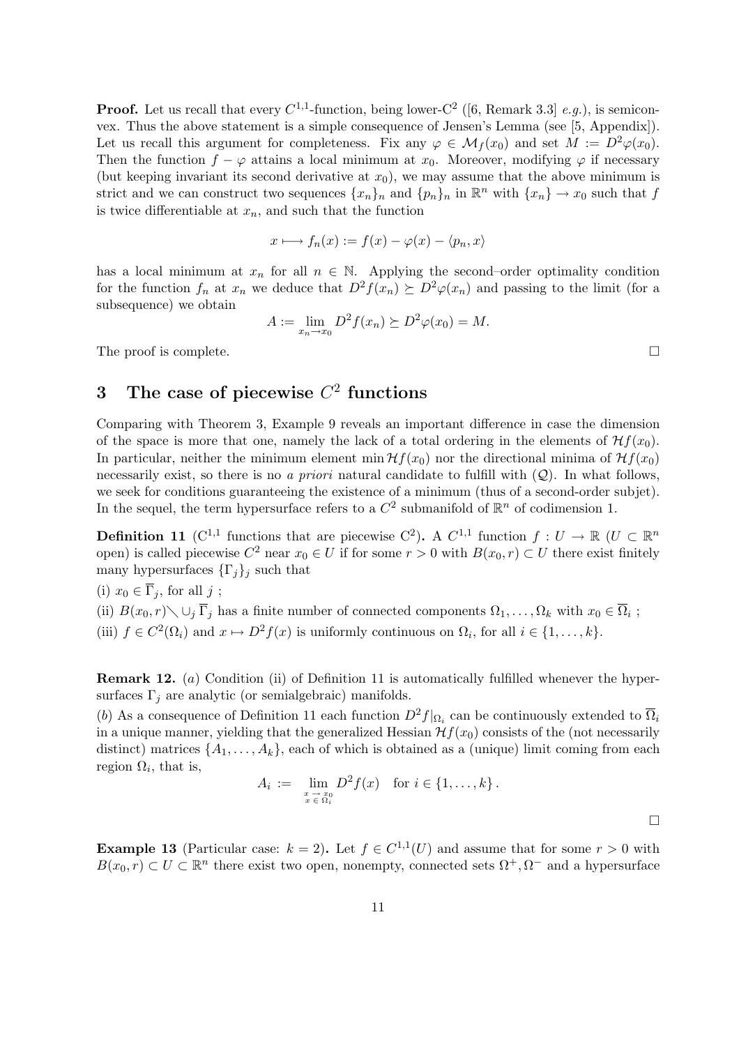**Proof.** Let us recall that every $C^{1,1}$-function, being lower-$C^2$ ([6, Remark 3.3] *e.g.*), is semiconvex. Thus the above statement is a simple consequence of Jensen's Lemma (see [5, Appendix]). Let us recall this argument for completeness. Fix any $\varphi \in \mathcal{M}_f(x_0)$ and set $M := D^2\varphi(x_0)$. Then the function $f - \varphi$ attains a local minimum at $x_0$. Moreover, modifying $\varphi$ if necessary (but keeping invariant its second derivative at $x_0$), we may assume that the above minimum is strict and we can construct two sequences $\{x_n\}_n$ and $\{p_n\}_n$ in $\mathbb{R}^n$ with $\{x_n\} \to x_0$ such that $f$ is twice differentiable at $x_n$, and such that the function

$$x \longmapsto f_n(x) := f(x) - \varphi(x) - \langle p_n, x\rangle$$

has a local minimum at $x_n$ for all $n \in \mathbb{N}$. Applying the second–order optimality condition for the function $f_n$ at $x_n$ we deduce that $D^2 f(x_n) \succeq D^2\varphi(x_n)$ and passing to the limit (for a subsequence) we obtain

$$A := \lim_{x_n \to x_0} D^2 f(x_n) \succeq D^2\varphi(x_0) = M.$$

The proof is complete. $\square$

## 3 The case of piecewise $C^2$ functions

Comparing with Theorem 3, Example 9 reveals an important difference in case the dimension of the space is more that one, namely the lack of a total ordering in the elements of $\mathcal{H}f(x_0)$. In particular, neither the minimum element $\min \mathcal{H}f(x_0)$ nor the directional minima of $\mathcal{H}f(x_0)$ necessarily exist, so there is no *a priori* natural candidate to fulfill with $(\mathcal{Q})$. In what follows, we seek for conditions guaranteeing the existence of a minimum (thus of a second-order subjet). In the sequel, the term hypersurface refers to a $C^2$ submanifold of $\mathbb{R}^n$ of codimension 1.

**Definition 11** ($C^{1,1}$ functions that are piecewise $C^2$)**.** A $C^{1,1}$ function $f : U \to \mathbb{R}$ ($U \subset \mathbb{R}^n$ open) is called piecewise $C^2$ near $x_0 \in U$ if for some $r > 0$ with $B(x_0, r) \subset U$ there exist finitely many hypersurfaces $\{\Gamma_j\}_j$ such that

(i) $x_0 \in \overline{\Gamma}_j$, for all $j$ ;

(ii) $B(x_0, r) \setminus \cup_j \overline{\Gamma}_j$ has a finite number of connected components $\Omega_1, \ldots, \Omega_k$ with $x_0 \in \overline{\Omega}_i$ ;

(iii) $f \in C^2(\Omega_i)$ and $x \mapsto D^2 f(x)$ is uniformly continuous on $\Omega_i$, for all $i \in \{1, \ldots, k\}$.

**Remark 12.** $(a)$ Condition (ii) of Definition 11 is automatically fulfilled whenever the hypersurfaces $\Gamma_j$ are analytic (or semialgebraic) manifolds.

$(b)$ As a consequence of Definition 11 each function $D^2 f|_{\Omega_i}$ can be continuously extended to $\overline{\Omega}_i$ in a unique manner, yielding that the generalized Hessian $\mathcal{H}f(x_0)$ consists of the (not necessarily distinct) matrices $\{A_1, \ldots, A_k\}$, each of which is obtained as a (unique) limit coming from each region $\Omega_i$, that is,

$$A_i := \lim_{\substack{x \to x_0 \\ x \in \Omega_i}} D^2 f(x) \quad \text{for } i \in \{1, \ldots, k\}.$$

$\square$

**Example 13** (Particular case: $k = 2$)**.** Let $f \in C^{1,1}(U)$ and assume that for some $r > 0$ with $B(x_0, r) \subset U \subset \mathbb{R}^n$ there exist two open, nonempty, connected sets $\Omega^+, \Omega^-$ and a hypersurface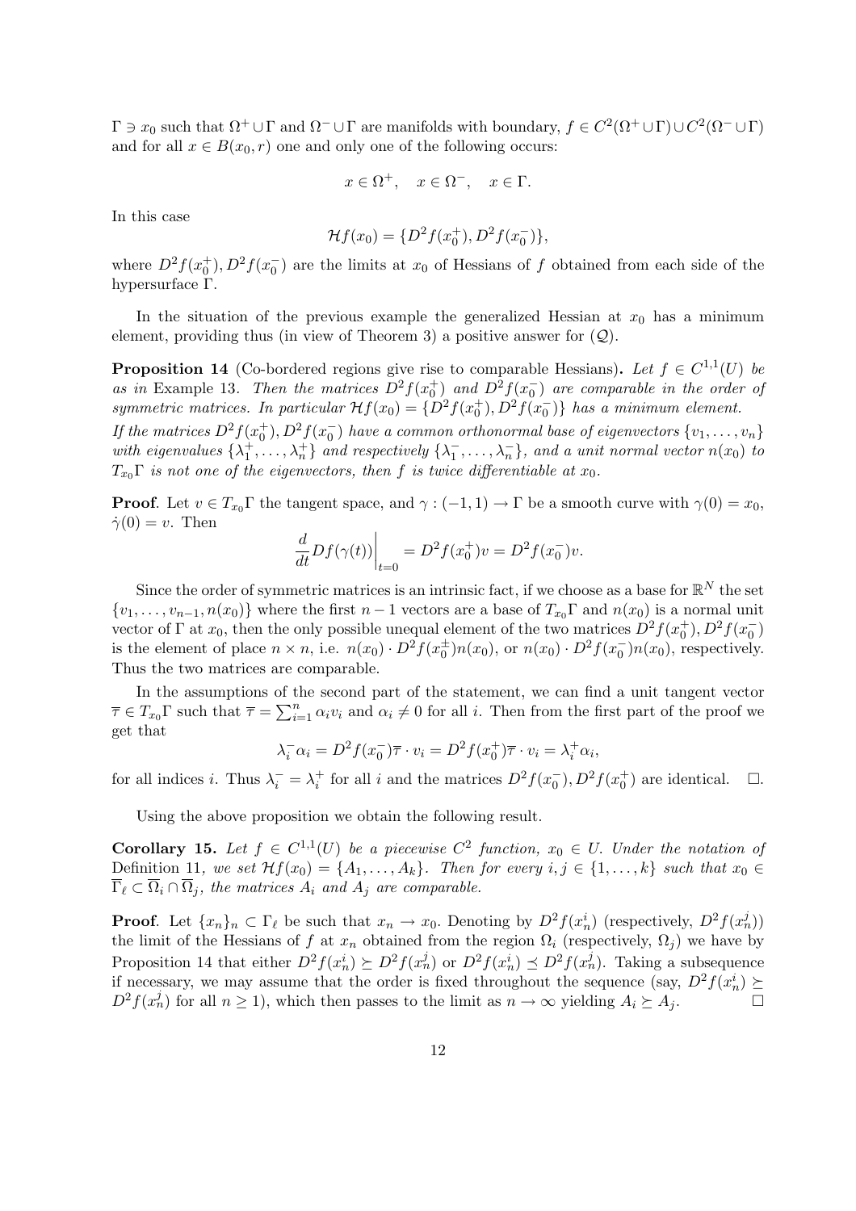$\Gamma \ni x_0$ such that $\Omega^+ \cup \Gamma$ and $\Omega^- \cup \Gamma$ are manifolds with boundary, $f \in C^2(\Omega^+ \cup \Gamma) \cup C^2(\Omega^- \cup \Gamma)$ and for all $x \in B(x_0, r)$ one and only one of the following occurs:

$$x \in \Omega^+, \quad x \in \Omega^-, \quad x \in \Gamma.$$

In this case

$$\mathcal{H}f(x_0) = \{D^2 f(x_0^+), D^2 f(x_0^-)\},$$

where $D^2 f(x_0^+), D^2 f(x_0^-)$ are the limits at $x_0$ of Hessians of $f$ obtained from each side of the hypersurface $\Gamma$.

In the situation of the previous example the generalized Hessian at $x_0$ has a minimum element, providing thus (in view of Theorem 3) a positive answer for $(\mathcal{Q})$.

**Proposition 14** (Co-bordered regions give rise to comparable Hessians)**.** *Let $f \in C^{1,1}(U)$ be as in* Example 13*. Then the matrices $D^2 f(x_0^+)$ and $D^2 f(x_0^-)$ are comparable in the order of symmetric matrices. In particular $\mathcal{H}f(x_0) = \{D^2 f(x_0^+), D^2 f(x_0^-)\}$ has a minimum element.*

*If the matrices $D^2 f(x_0^+), D^2 f(x_0^-)$ have a common orthonormal base of eigenvectors $\{v_1, \ldots, v_n\}$ with eigenvalues $\{\lambda_1^+, \ldots, \lambda_n^+\}$ and respectively $\{\lambda_1^-, \ldots, \lambda_n^-\}$, and a unit normal vector $n(x_0)$ to $T_{x_0}\Gamma$ is not one of the eigenvectors, then $f$ is twice differentiable at $x_0$.*

**Proof**. Let $v \in T_{x_0}\Gamma$ the tangent space, and $\gamma : (-1, 1) \to \Gamma$ be a smooth curve with $\gamma(0) = x_0$, $\dot{\gamma}(0) = v$. Then

$$\frac{d}{dt} Df(\gamma(t))\bigg|_{t=0} = D^2 f(x_0^+)v = D^2 f(x_0^-)v.$$

Since the order of symmetric matrices is an intrinsic fact, if we choose as a base for $\mathbb{R}^N$ the set $\{v_1, \ldots, v_{n-1}, n(x_0)\}$ where the first $n-1$ vectors are a base of $T_{x_0}\Gamma$ and $n(x_0)$ is a normal unit vector of $\Gamma$ at $x_0$, then the only possible unequal element of the two matrices $D^2 f(x_0^+), D^2 f(x_0^-)$ is the element of place $n \times n$, i.e. $n(x_0) \cdot D^2 f(x_0^\pm) n(x_0)$, or $n(x_0) \cdot D^2 f(x_0^-) n(x_0)$, respectively. Thus the two matrices are comparable.

In the assumptions of the second part of the statement, we can find a unit tangent vector $\overline{\tau} \in T_{x_0}\Gamma$ such that $\overline{\tau} = \sum_{i=1}^n \alpha_i v_i$ and $\alpha_i \neq 0$ for all $i$. Then from the first part of the proof we get that

$$\lambda_i^- \alpha_i = D^2 f(x_0^-)\overline{\tau} \cdot v_i = D^2 f(x_0^+)\overline{\tau} \cdot v_i = \lambda_i^+ \alpha_i,$$

for all indices $i$. Thus $\lambda_i^- = \lambda_i^+$ for all $i$ and the matrices $D^2 f(x_0^-), D^2 f(x_0^+)$ are identical. $\square$.

Using the above proposition we obtain the following result.

**Corollary 15.** *Let $f \in C^{1,1}(U)$ be a piecewise $C^2$ function, $x_0 \in U$. Under the notation of* Definition 11*, we set $\mathcal{H}f(x_0) = \{A_1, \ldots, A_k\}$. Then for every $i, j \in \{1, \ldots, k\}$ such that $x_0 \in \overline{\Gamma}_\ell \subset \overline{\Omega}_i \cap \overline{\Omega}_j$, the matrices $A_i$ and $A_j$ are comparable.*

**Proof**. Let $\{x_n\}_n \subset \Gamma_\ell$ be such that $x_n \to x_0$. Denoting by $D^2 f(x_n^i)$ (respectively, $D^2 f(x_n^j)$) the limit of the Hessians of $f$ at $x_n$ obtained from the region $\Omega_i$ (respectively, $\Omega_j$) we have by Proposition 14 that either $D^2 f(x_n^i) \succeq D^2 f(x_n^j)$ or $D^2 f(x_n^i) \preceq D^2 f(x_n^j)$. Taking a subsequence if necessary, we may assume that the order is fixed throughout the sequence (say, $D^2 f(x_n^i) \succeq D^2 f(x_n^j)$ for all $n \geq 1$), which then passes to the limit as $n \to \infty$ yielding $A_i \succeq A_j$. $\square$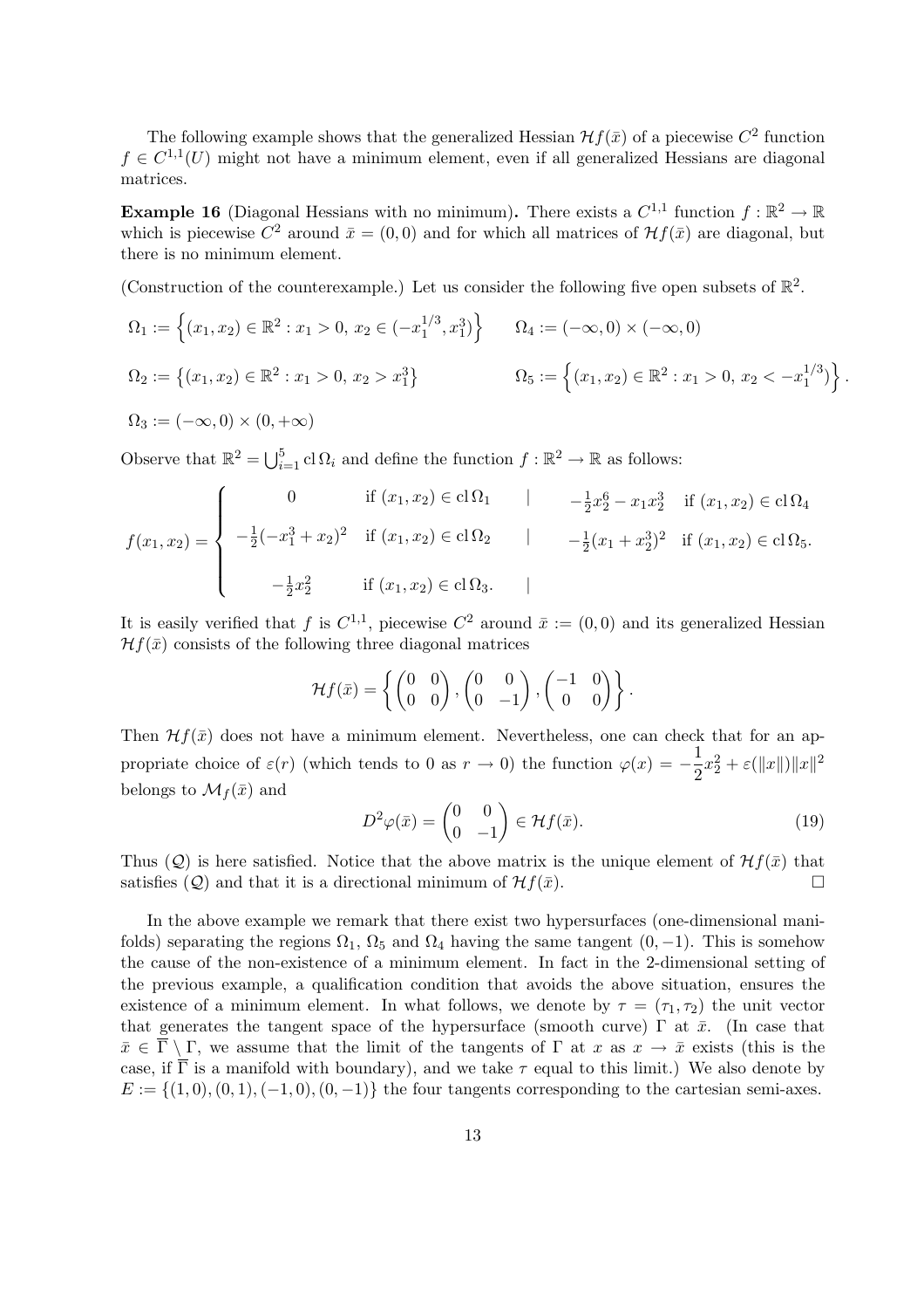The following example shows that the generalized Hessian $\mathcal{H}f(\bar{x})$ of a piecewise $C^2$ function $f \in C^{1,1}(U)$ might not have a minimum element, even if all generalized Hessians are diagonal matrices.

**Example 16** (Diagonal Hessians with no minimum)**.** There exists a $C^{1,1}$ function $f : \mathbb{R}^2 \to \mathbb{R}$ which is piecewise $C^2$ around $\bar{x} = (0,0)$ and for which all matrices of $\mathcal{H}f(\bar{x})$ are diagonal, but there is no minimum element.

(Construction of the counterexample.) Let us consider the following five open subsets of $\mathbb{R}^2$.

$$\Omega_1 := \left\{(x_1, x_2) \in \mathbb{R}^2 : x_1 > 0,\ x_2 \in (-x_1^{1/3}, x_1^3)\right\} \qquad \Omega_4 := (-\infty, 0) \times (-\infty, 0)$$

$$\Omega_2 := \left\{(x_1, x_2) \in \mathbb{R}^2 : x_1 > 0,\ x_2 > x_1^3\right\} \qquad \Omega_5 := \left\{(x_1, x_2) \in \mathbb{R}^2 : x_1 > 0,\ x_2 < -x_1^{1/3})\right\}.$$

$$\Omega_3 := (-\infty, 0) \times (0, +\infty)$$

Observe that $\mathbb{R}^2 = \bigcup_{i=1}^5 \operatorname{cl}\Omega_i$ and define the function $f : \mathbb{R}^2 \to \mathbb{R}$ as follows:

$$f(x_1, x_2) = \begin{cases} 0 & \text{if } (x_1, x_2) \in \operatorname{cl}\Omega_1 \quad | \quad -\frac{1}{2}x_2^6 - x_1 x_2^3 \quad \text{if } (x_1, x_2) \in \operatorname{cl}\Omega_4 \\ -\frac{1}{2}(-x_1^3 + x_2)^2 & \text{if } (x_1, x_2) \in \operatorname{cl}\Omega_2 \quad | \quad -\frac{1}{2}(x_1 + x_2^3)^2 \quad \text{if } (x_1, x_2) \in \operatorname{cl}\Omega_5. \\ -\frac{1}{2}x_2^2 & \text{if } (x_1, x_2) \in \operatorname{cl}\Omega_3. \quad | \end{cases}$$

It is easily verified that $f$ is $C^{1,1}$, piecewise $C^2$ around $\bar{x} := (0,0)$ and its generalized Hessian $\mathcal{H}f(\bar{x})$ consists of the following three diagonal matrices

$$\mathcal{H}f(\bar{x}) = \left\{ \begin{pmatrix} 0 & 0 \\ 0 & 0 \end{pmatrix}, \begin{pmatrix} 0 & 0 \\ 0 & -1 \end{pmatrix}, \begin{pmatrix} -1 & 0 \\ 0 & 0 \end{pmatrix} \right\}.$$

Then $\mathcal{H}f(\bar{x})$ does not have a minimum element. Nevertheless, one can check that for an appropriate choice of $\varepsilon(r)$ (which tends to 0 as $r \to 0$) the function $\varphi(x) = -\dfrac{1}{2}x_2^2 + \varepsilon(\|x\|)\|x\|^2$ belongs to $\mathcal{M}_f(\bar{x})$ and

$$D^2\varphi(\bar{x}) = \begin{pmatrix} 0 & 0 \\ 0 & -1 \end{pmatrix} \in \mathcal{H}f(\bar{x}). \tag{19}$$

Thus $(\mathcal{Q})$ is here satisfied. Notice that the above matrix is the unique element of $\mathcal{H}f(\bar{x})$ that satisfies $(\mathcal{Q})$ and that it is a directional minimum of $\mathcal{H}f(\bar{x})$. $\square$

In the above example we remark that there exist two hypersurfaces (one-dimensional manifolds) separating the regions $\Omega_1$, $\Omega_5$ and $\Omega_4$ having the same tangent $(0, -1)$. This is somehow the cause of the non-existence of a minimum element. In fact in the 2-dimensional setting of the previous example, a qualification condition that avoids the above situation, ensures the existence of a minimum element. In what follows, we denote by $\tau = (\tau_1, \tau_2)$ the unit vector that generates the tangent space of the hypersurface (smooth curve) $\Gamma$ at $\bar{x}$. (In case that $\bar{x} \in \overline{\Gamma} \setminus \Gamma$, we assume that the limit of the tangents of $\Gamma$ at $x$ as $x \to \bar{x}$ exists (this is the case, if $\overline{\Gamma}$ is a manifold with boundary), and we take $\tau$ equal to this limit.) We also denote by $E := \{(1,0), (0,1), (-1,0), (0,-1)\}$ the four tangents corresponding to the cartesian semi-axes.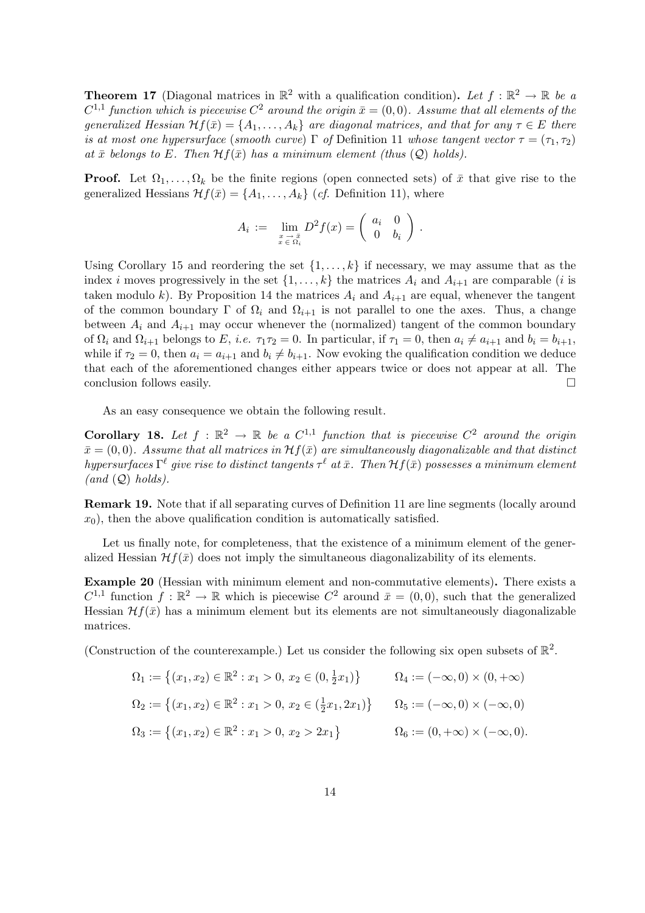**Theorem 17** (Diagonal matrices in $\mathbb{R}^2$ with a qualification condition)**.** *Let $f : \mathbb{R}^2 \to \mathbb{R}$ be a $C^{1,1}$ function which is piecewise $C^2$ around the origin $\bar{x} = (0,0)$. Assume that all elements of the generalized Hessian $\mathcal{H}f(\bar{x}) = \{A_1, \ldots, A_k\}$ are diagonal matrices, and that for any $\tau \in E$ there is at most one hypersurface (smooth curve) $\Gamma$ of* Definition 11 *whose tangent vector $\tau = (\tau_1, \tau_2)$ at $\bar{x}$ belongs to $E$. Then $\mathcal{H}f(\bar{x})$ has a minimum element (thus $(\mathcal{Q})$ holds).*

**Proof.** Let $\Omega_1, \ldots, \Omega_k$ be the finite regions (open connected sets) of $\bar{x}$ that give rise to the generalized Hessians $\mathcal{H}f(\bar{x}) = \{A_1, \ldots, A_k\}$ (*cf.* Definition 11), where

$$A_i := \lim_{\substack{x \to \bar{x} \\ x \in \Omega_i}} D^2 f(x) = \begin{pmatrix} a_i & 0 \\ 0 & b_i \end{pmatrix}.$$

Using Corollary 15 and reordering the set $\{1, \ldots, k\}$ if necessary, we may assume that as the index $i$ moves progressively in the set $\{1, \ldots, k\}$ the matrices $A_i$ and $A_{i+1}$ are comparable ($i$ is taken modulo $k$). By Proposition 14 the matrices $A_i$ and $A_{i+1}$ are equal, whenever the tangent of the common boundary $\Gamma$ of $\Omega_i$ and $\Omega_{i+1}$ is not parallel to one the axes. Thus, a change between $A_i$ and $A_{i+1}$ may occur whenever the (normalized) tangent of the common boundary of $\Omega_i$ and $\Omega_{i+1}$ belongs to $E$, *i.e.* $\tau_1 \tau_2 = 0$. In particular, if $\tau_1 = 0$, then $a_i \neq a_{i+1}$ and $b_i = b_{i+1}$, while if $\tau_2 = 0$, then $a_i = a_{i+1}$ and $b_i \neq b_{i+1}$. Now evoking the qualification condition we deduce that each of the aforementioned changes either appears twice or does not appear at all. The conclusion follows easily. $\square$

As an easy consequence we obtain the following result.

**Corollary 18.** *Let $f : \mathbb{R}^2 \to \mathbb{R}$ be a $C^{1,1}$ function that is piecewise $C^2$ around the origin $\bar{x} = (0,0)$. Assume that all matrices in $\mathcal{H}f(\bar{x})$ are simultaneously diagonalizable and that distinct hypersurfaces $\Gamma^\ell$ give rise to distinct tangents $\tau^\ell$ at $\bar{x}$. Then $\mathcal{H}f(\bar{x})$ possesses a minimum element (and $(\mathcal{Q})$ holds).*

**Remark 19.** Note that if all separating curves of Definition 11 are line segments (locally around $x_0$), then the above qualification condition is automatically satisfied.

Let us finally note, for completeness, that the existence of a minimum element of the generalized Hessian $\mathcal{H}f(\bar{x})$ does not imply the simultaneous diagonalizability of its elements.

**Example 20** (Hessian with minimum element and non-commutative elements)**.** There exists a $C^{1,1}$ function $f : \mathbb{R}^2 \to \mathbb{R}$ which is piecewise $C^2$ around $\bar{x} = (0,0)$, such that the generalized Hessian $\mathcal{H}f(\bar{x})$ has a minimum element but its elements are not simultaneously diagonalizable matrices.

(Construction of the counterexample.) Let us consider the following six open subsets of $\mathbb{R}^2$.

$$\Omega_1 := \left\{(x_1, x_2) \in \mathbb{R}^2 : x_1 > 0,\ x_2 \in (0, \tfrac{1}{2}x_1)\right\} \qquad \Omega_4 := (-\infty, 0) \times (0, +\infty)$$

$$\Omega_2 := \left\{(x_1, x_2) \in \mathbb{R}^2 : x_1 > 0,\ x_2 \in (\tfrac{1}{2}x_1, 2x_1)\right\} \qquad \Omega_5 := (-\infty, 0) \times (-\infty, 0)$$

$$\Omega_3 := \left\{(x_1, x_2) \in \mathbb{R}^2 : x_1 > 0,\ x_2 > 2x_1\right\} \qquad \Omega_6 := (0, +\infty) \times (-\infty, 0).$$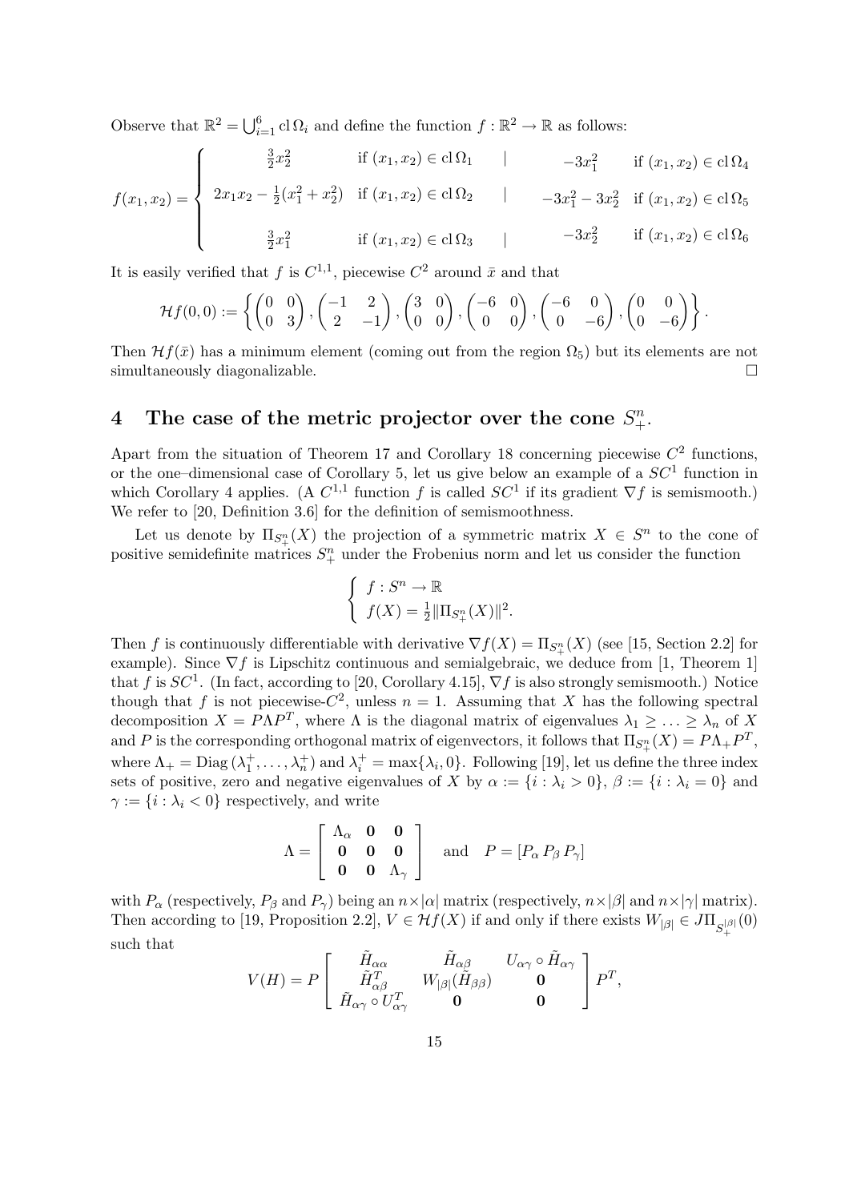Observe that $\mathbb{R}^2 = \bigcup_{i=1}^{6} \operatorname{cl}\Omega_i$ and define the function $f : \mathbb{R}^2 \to \mathbb{R}$ as follows:

$$
f(x_1,x_2) = \begin{cases}
\frac{3}{2}x_2^2 & \text{if } (x_1,x_2) \in \operatorname{cl}\Omega_1 \quad | \quad -3x_1^2 \quad \text{if } (x_1,x_2) \in \operatorname{cl}\Omega_4 \\
2x_1x_2 - \frac{1}{2}(x_1^2+x_2^2) & \text{if } (x_1,x_2) \in \operatorname{cl}\Omega_2 \quad | \quad -3x_1^2 - 3x_2^2 \quad \text{if } (x_1,x_2) \in \operatorname{cl}\Omega_5 \\
\frac{3}{2}x_1^2 & \text{if } (x_1,x_2) \in \operatorname{cl}\Omega_3 \quad | \quad -3x_2^2 \quad \text{if } (x_1,x_2) \in \operatorname{cl}\Omega_6
\end{cases}
$$

It is easily verified that $f$ is $C^{1,1}$, piecewise $C^2$ around $\bar{x}$ and that

$$
\mathcal{H}f(0,0) := \left\{ \begin{pmatrix} 0 & 0 \\ 0 & 3 \end{pmatrix}, \begin{pmatrix} -1 & 2 \\ 2 & -1 \end{pmatrix}, \begin{pmatrix} 3 & 0 \\ 0 & 0 \end{pmatrix}, \begin{pmatrix} -6 & 0 \\ 0 & 0 \end{pmatrix}, \begin{pmatrix} -6 & 0 \\ 0 & -6 \end{pmatrix}, \begin{pmatrix} 0 & 0 \\ 0 & -6 \end{pmatrix} \right\}.
$$

Then $\mathcal{H}f(\bar{x})$ has a minimum element (coming out from the region $\Omega_5$) but its elements are not simultaneously diagonalizable. $\square$

## 4 The case of the metric projector over the cone $S^n_+$.

Apart from the situation of Theorem 17 and Corollary 18 concerning piecewise $C^2$ functions, or the one–dimensional case of Corollary 5, let us give below an example of a $SC^1$ function in which Corollary 4 applies. (A $C^{1,1}$ function $f$ is called $SC^1$ if its gradient $\nabla f$ is semismooth.) We refer to [20, Definition 3.6] for the definition of semismoothness.

Let us denote by $\Pi_{S^n_+}(X)$ the projection of a symmetric matrix $X \in S^n$ to the cone of positive semidefinite matrices $S^n_+$ under the Frobenius norm and let us consider the function

$$
\begin{cases}
f : S^n \to \mathbb{R} \\
f(X) = \frac{1}{2}\|\Pi_{S^n_+}(X)\|^2.
\end{cases}
$$

Then $f$ is continuously differentiable with derivative $\nabla f(X) = \Pi_{S^n_+}(X)$ (see [15, Section 2.2] for example). Since $\nabla f$ is Lipschitz continuous and semialgebraic, we deduce from [1, Theorem 1] that $f$ is $SC^1$. (In fact, according to [20, Corollary 4.15], $\nabla f$ is also strongly semismooth.) Notice though that $f$ is not piecewise-$C^2$, unless $n = 1$. Assuming that $X$ has the following spectral decomposition $X = P\Lambda P^T$, where $\Lambda$ is the diagonal matrix of eigenvalues $\lambda_1 \geq \ldots \geq \lambda_n$ of $X$ and $P$ is the corresponding orthogonal matrix of eigenvectors, it follows that $\Pi_{S^n_+}(X) = P\Lambda_+P^T$, where $\Lambda_+ = \operatorname{Diag}(\lambda_1^+, \ldots, \lambda_n^+)$ and $\lambda_i^+ = \max\{\lambda_i, 0\}$. Following [19], let us define the three index sets of positive, zero and negative eigenvalues of $X$ by $\alpha := \{i : \lambda_i > 0\}$, $\beta := \{i : \lambda_i = 0\}$ and $\gamma := \{i : \lambda_i < 0\}$ respectively, and write

$$
\Lambda = \begin{bmatrix} \Lambda_\alpha & \mathbf{0} & \mathbf{0} \\ \mathbf{0} & \mathbf{0} & \mathbf{0} \\ \mathbf{0} & \mathbf{0} & \Lambda_\gamma \end{bmatrix} \quad \text{and} \quad P = [P_\alpha \, P_\beta \, P_\gamma]
$$

with $P_\alpha$ (respectively, $P_\beta$ and $P_\gamma$) being an $n \times |\alpha|$ matrix (respectively, $n \times |\beta|$ and $n \times |\gamma|$ matrix). Then according to [19, Proposition 2.2], $V \in \mathcal{H}f(X)$ if and only if there exists $W_{|\beta|} \in J\Pi_{S^{|\beta|}_+}(0)$ such that

$$
V(H) = P \begin{bmatrix} \tilde{H}_{\alpha\alpha} & \tilde{H}_{\alpha\beta} & U_{\alpha\gamma} \circ \tilde{H}_{\alpha\gamma} \\ \tilde{H}_{\alpha\beta}^T & W_{|\beta|}(\tilde{H}_{\beta\beta}) & \mathbf{0} \\ \tilde{H}_{\alpha\gamma} \circ U_{\alpha\gamma}^T & \mathbf{0} & \mathbf{0} \end{bmatrix} P^T,
$$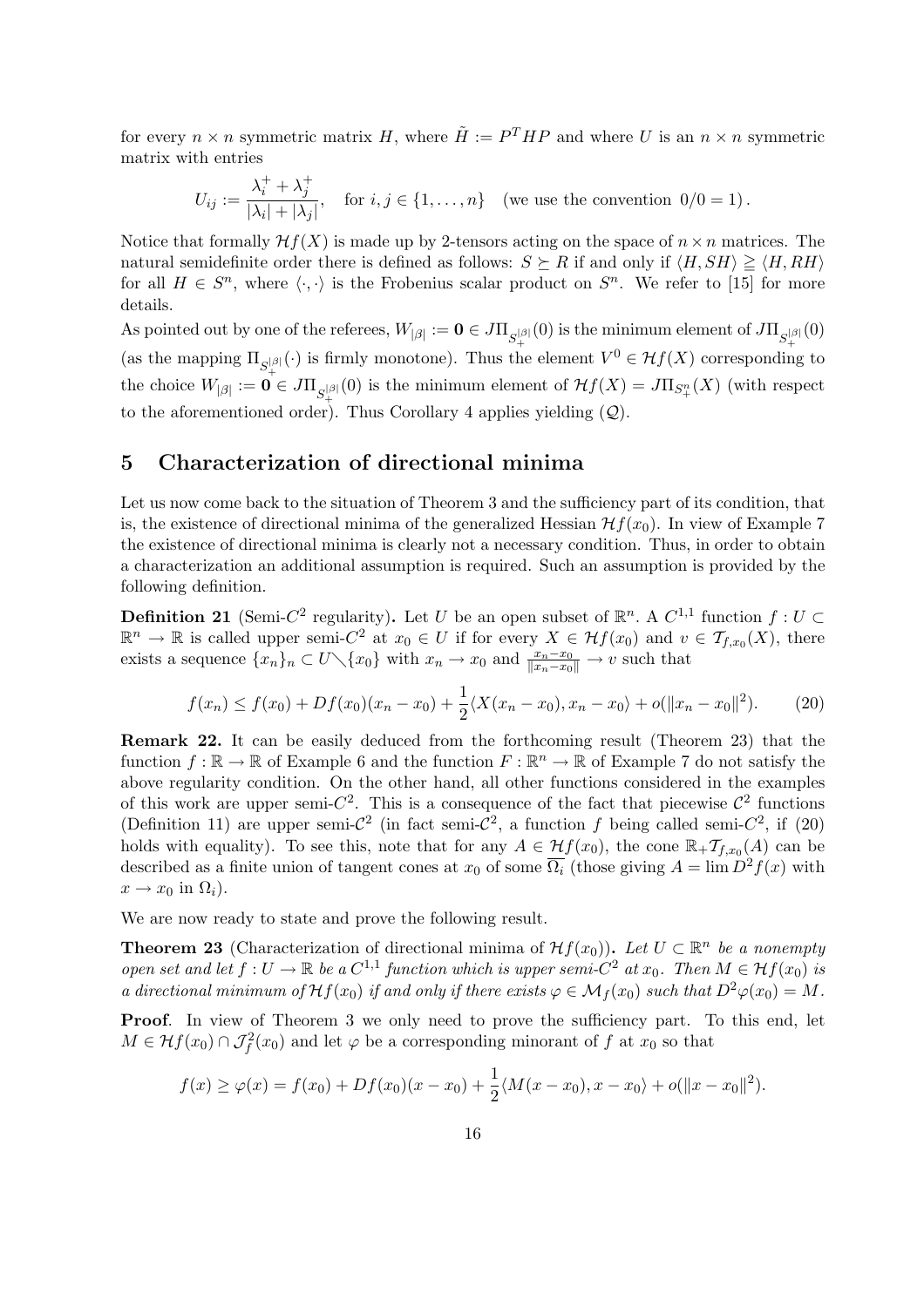for every $n \times n$ symmetric matrix $H$, where $\tilde{H} := P^T H P$ and where $U$ is an $n \times n$ symmetric matrix with entries

$$U_{ij} := \frac{\lambda_i^+ + \lambda_j^+}{|\lambda_i| + |\lambda_j|}, \quad \text{for } i, j \in \{1, \dots, n\} \quad (\text{we use the convention } 0/0 = 1).$$

Notice that formally $\mathcal{H}f(X)$ is made up by 2-tensors acting on the space of $n \times n$ matrices. The natural semidefinite order there is defined as follows: $S \succeq R$ if and only if $\langle H, SH \rangle \geqq \langle H, RH \rangle$ for all $H \in S^n$, where $\langle \cdot, \cdot \rangle$ is the Frobenius scalar product on $S^n$. We refer to [15] for more details.

As pointed out by one of the referees, $W_{|\beta|} := \mathbf{0} \in J\Pi_{S_+^{|\beta|}}(0)$ is the minimum element of $J\Pi_{S_+^{|\beta|}}(0)$ (as the mapping $\Pi_{S_+^{|\beta|}}(\cdot)$ is firmly monotone). Thus the element $V^0 \in \mathcal{H}f(X)$ corresponding to the choice $W_{|\beta|} := \mathbf{0} \in J\Pi_{S_+^{|\beta|}}(0)$ is the minimum element of $\mathcal{H}f(X) = J\Pi_{S_+^n}(X)$ (with respect to the aforementioned order). Thus Corollary 4 applies yielding $(\mathcal{Q})$.

# 5 Characterization of directional minima

Let us now come back to the situation of Theorem 3 and the sufficiency part of its condition, that is, the existence of directional minima of the generalized Hessian $\mathcal{H}f(x_0)$. In view of Example 7 the existence of directional minima is clearly not a necessary condition. Thus, in order to obtain a characterization an additional assumption is required. Such an assumption is provided by the following definition.

**Definition 21** (Semi-$C^2$ regularity)**.** Let $U$ be an open subset of $\mathbb{R}^n$. A $C^{1,1}$ function $f : U \subset \mathbb{R}^n \to \mathbb{R}$ is called upper semi-$C^2$ at $x_0 \in U$ if for every $X \in \mathcal{H}f(x_0)$ and $v \in \mathcal{T}_{f,x_0}(X)$, there exists a sequence $\{x_n\}_n \subset U \setminus \{x_0\}$ with $x_n \to x_0$ and $\frac{x_n - x_0}{\|x_n - x_0\|} \to v$ such that

$$f(x_n) \leq f(x_0) + Df(x_0)(x_n - x_0) + \frac{1}{2}\langle X(x_n - x_0), x_n - x_0 \rangle + o(\|x_n - x_0\|^2). \tag{20}$$

**Remark 22.** It can be easily deduced from the forthcoming result (Theorem 23) that the function $f : \mathbb{R} \to \mathbb{R}$ of Example 6 and the function $F : \mathbb{R}^n \to \mathbb{R}$ of Example 7 do not satisfy the above regularity condition. On the other hand, all other functions considered in the examples of this work are upper semi-$C^2$. This is a consequence of the fact that piecewise $\mathcal{C}^2$ functions (Definition 11) are upper semi-$\mathcal{C}^2$ (in fact semi-$\mathcal{C}^2$, a function $f$ being called semi-$C^2$, if (20) holds with equality). To see this, note that for any $A \in \mathcal{H}f(x_0)$, the cone $\mathbb{R}_+\mathcal{T}_{f,x_0}(A)$ can be described as a finite union of tangent cones at $x_0$ of some $\overline{\Omega_i}$ (those giving $A = \lim D^2 f(x)$ with $x \to x_0$ in $\Omega_i$).

We are now ready to state and prove the following result.

**Theorem 23** (Characterization of directional minima of $\mathcal{H}f(x_0)$)**.** *Let $U \subset \mathbb{R}^n$ be a nonempty open set and let $f : U \to \mathbb{R}$ be a $C^{1,1}$ function which is upper semi-$C^2$ at $x_0$. Then $M \in \mathcal{H}f(x_0)$ is a directional minimum of $\mathcal{H}f(x_0)$ if and only if there exists $\varphi \in \mathcal{M}_f(x_0)$ such that $D^2\varphi(x_0) = M$.*

**Proof**. In view of Theorem 3 we only need to prove the sufficiency part. To this end, let $M \in \mathcal{H}f(x_0) \cap \mathcal{J}_f^2(x_0)$ and let $\varphi$ be a corresponding minorant of $f$ at $x_0$ so that

$$f(x) \geq \varphi(x) = f(x_0) + Df(x_0)(x - x_0) + \frac{1}{2}\langle M(x - x_0), x - x_0 \rangle + o(\|x - x_0\|^2).$$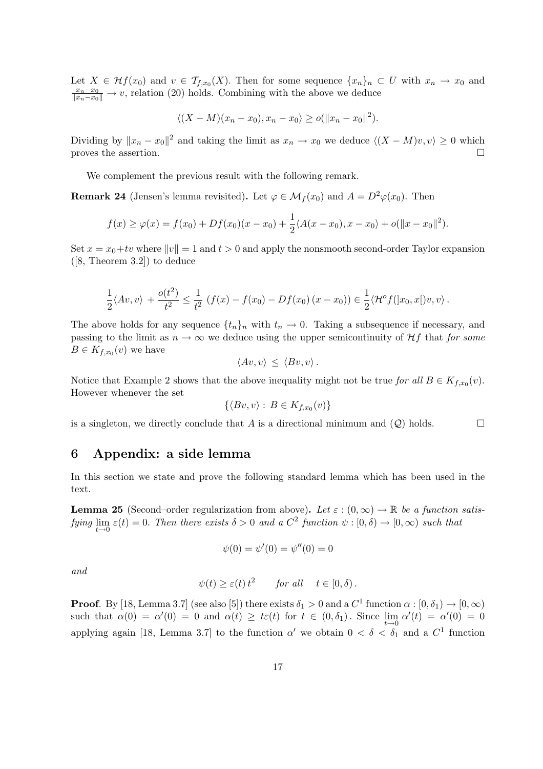Let $X \in \mathcal{H}f(x_0)$ and $v \in \mathcal{T}_{f,x_0}(X)$. Then for some sequence $\{x_n\}_n \subset U$ with $x_n \to x_0$ and $\frac{x_n - x_0}{\|x_n - x_0\|} \to v$, relation (20) holds. Combining with the above we deduce

$$\langle (X - M)(x_n - x_0), x_n - x_0 \rangle \geq o(\|x_n - x_0\|^2).$$

Dividing by $\|x_n - x_0\|^2$ and taking the limit as $x_n \to x_0$ we deduce $\langle (X - M)v, v\rangle \geq 0$ which proves the assertion. $\square$

We complement the previous result with the following remark.

**Remark 24** (Jensen's lemma revisited)**.** Let $\varphi \in \mathcal{M}_f(x_0)$ and $A = D^2\varphi(x_0)$. Then

$$f(x) \geq \varphi(x) = f(x_0) + Df(x_0)(x - x_0) + \frac{1}{2}\langle A(x - x_0), x - x_0\rangle + o(\|x - x_0\|^2).$$

Set $x = x_0 + tv$ where $\|v\| = 1$ and $t > 0$ and apply the nonsmooth second-order Taylor expansion ([8, Theorem 3.2]) to deduce

$$\frac{1}{2}\langle Av, v\rangle + \frac{o(t^2)}{t^2} \leq \frac{1}{t^2}\left(f(x) - f(x_0) - Df(x_0)(x - x_0)\right) \in \frac{1}{2}\langle \mathcal{H}^o f(]x_0, x[)v, v\rangle .$$

The above holds for any sequence $\{t_n\}_n$ with $t_n \to 0$. Taking a subsequence if necessary, and passing to the limit as $n \to \infty$ we deduce using the upper semicontinuity of $\mathcal{H}f$ that *for some* $B \in K_{f,x_0}(v)$ we have

$$\langle Av, v\rangle \leq \langle Bv, v\rangle .$$

Notice that Example 2 shows that the above inequality might not be true *for all* $B \in K_{f,x_0}(v)$. However whenever the set

$$\{\langle Bv, v\rangle : B \in K_{f,x_0}(v)\}$$

is a singleton, we directly conclude that $A$ is a directional minimum and $(\mathcal{Q})$ holds. $\square$

# 6 Appendix: a side lemma

In this section we state and prove the following standard lemma which has been used in the text.

**Lemma 25** (Second–order regularization from above)**.** *Let $\varepsilon : (0, \infty) \to \mathbb{R}$ be a function satisfying $\lim_{t \to 0} \varepsilon(t) = 0$. Then there exists $\delta > 0$ and a $C^2$ function $\psi : [0, \delta) \to [0, \infty)$ such that*

$$\psi(0) = \psi'(0) = \psi''(0) = 0$$

*and*

$$\psi(t) \geq \varepsilon(t)\, t^2 \qquad \textit{for all} \quad t \in [0, \delta) .$$

**Proof**. By [18, Lemma 3.7] (see also [5]) there exists $\delta_1 > 0$ and a $C^1$ function $\alpha : [0, \delta_1) \to [0, \infty)$ such that $\alpha(0) = \alpha'(0) = 0$ and $\alpha(t) \geq t\varepsilon(t)$ for $t \in (0, \delta_1)$. Since $\lim_{t \to 0} \alpha'(t) = \alpha'(0) = 0$ applying again [18, Lemma 3.7] to the function $\alpha'$ we obtain $0 < \delta < \delta_1$ and a $C^1$ function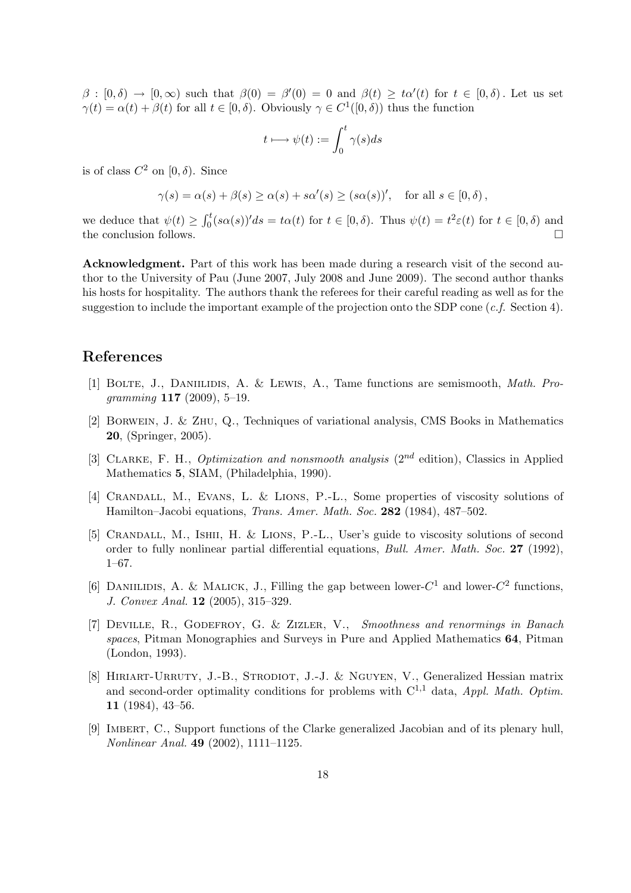$\beta : [0, \delta) \to [0, \infty)$ such that $\beta(0) = \beta'(0) = 0$ and $\beta(t) \geq t\alpha'(t)$ for $t \in [0, \delta)$. Let us set $\gamma(t) = \alpha(t) + \beta(t)$ for all $t \in [0, \delta)$. Obviously $\gamma \in C^1([0, \delta))$ thus the function

$$t \longmapsto \psi(t) := \int_0^t \gamma(s) ds$$

is of class $C^2$ on $[0, \delta)$. Since

$$\gamma(s) = \alpha(s) + \beta(s) \geq \alpha(s) + s\alpha'(s) \geq (s\alpha(s))', \quad \text{for all } s \in [0, \delta),$$

we deduce that $\psi(t) \geq \int_0^t (s\alpha(s))' ds = t\alpha(t)$ for $t \in [0, \delta)$. Thus $\psi(t) = t^2 \varepsilon(t)$ for $t \in [0, \delta)$ and the conclusion follows. □

**Acknowledgment.** Part of this work has been made during a research visit of the second author to the University of Pau (June 2007, July 2008 and June 2009). The second author thanks his hosts for hospitality. The authors thank the referees for their careful reading as well as for the suggestion to include the important example of the projection onto the SDP cone (*c.f.* Section 4).

## References

[1] Bolte, J., Daniilidis, A. & Lewis, A., Tame functions are semismooth, *Math. Programming* **117** (2009), 5–19.

[2] Borwein, J. & Zhu, Q., Techniques of variational analysis, CMS Books in Mathematics **20**, (Springer, 2005).

[3] Clarke, F. H., *Optimization and nonsmooth analysis* ($2^{nd}$ edition), Classics in Applied Mathematics **5**, SIAM, (Philadelphia, 1990).

[4] Crandall, M., Evans, L. & Lions, P.-L., Some properties of viscosity solutions of Hamilton–Jacobi equations, *Trans. Amer. Math. Soc.* **282** (1984), 487–502.

[5] Crandall, M., Ishii, H. & Lions, P.-L., User's guide to viscosity solutions of second order to fully nonlinear partial differential equations, *Bull. Amer. Math. Soc.* **27** (1992), 1–67.

[6] Daniilidis, A. & Malick, J., Filling the gap between lower-$C^1$ and lower-$C^2$ functions, *J. Convex Anal.* **12** (2005), 315–329.

[7] Deville, R., Godefroy, G. & Zizler, V., *Smoothness and renormings in Banach spaces*, Pitman Monographies and Surveys in Pure and Applied Mathematics **64**, Pitman (London, 1993).

[8] Hiriart-Urruty, J.-B., Strodiot, J.-J. & Nguyen, V., Generalized Hessian matrix and second-order optimality conditions for problems with $C^{1,1}$ data, *Appl. Math. Optim.* **11** (1984), 43–56.

[9] Imbert, C., Support functions of the Clarke generalized Jacobian and of its plenary hull, *Nonlinear Anal.* **49** (2002), 1111–1125.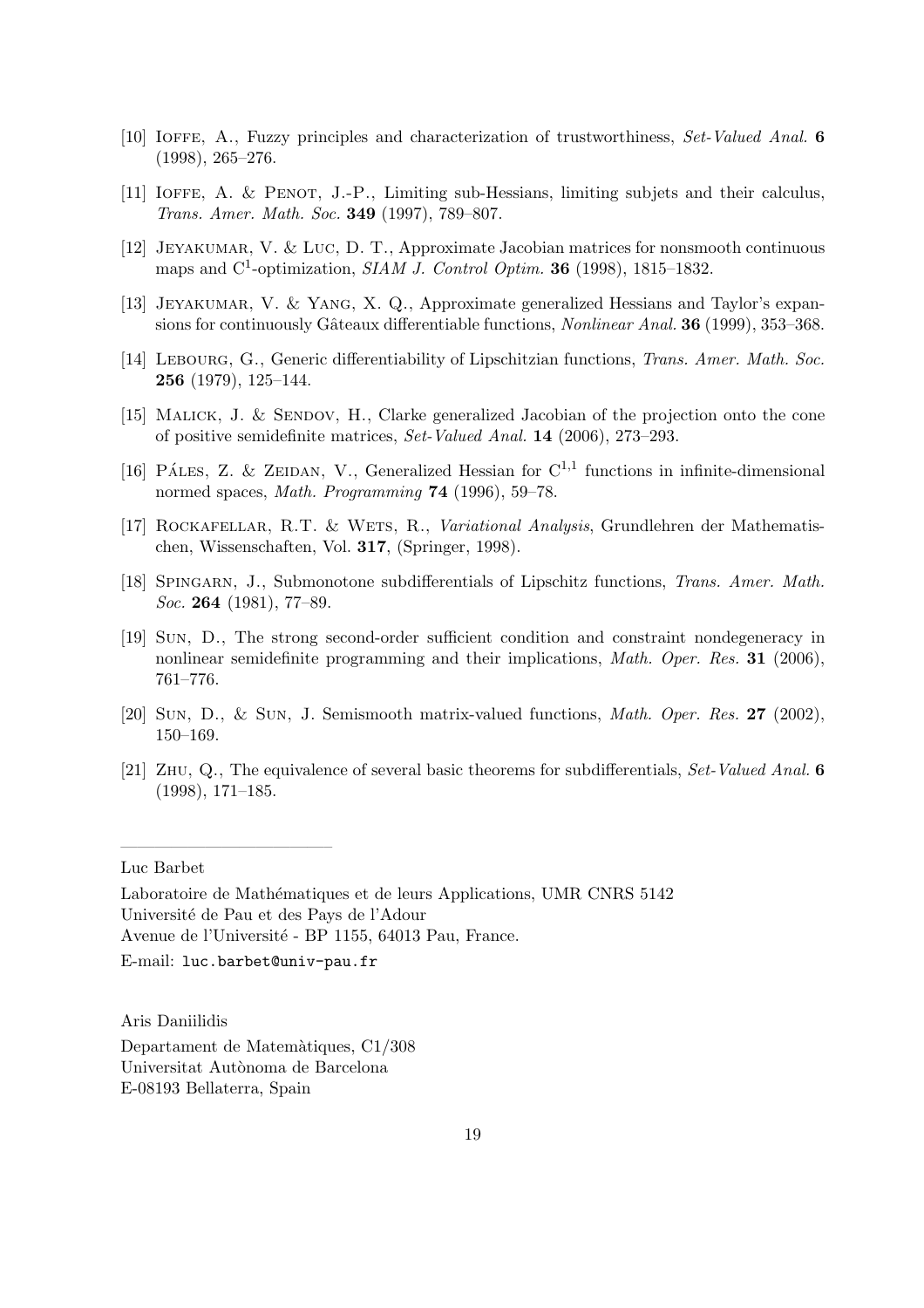[10] Ioffe, A., Fuzzy principles and characterization of trustworthiness, *Set-Valued Anal.* **6** (1998), 265–276.

[11] Ioffe, A. & Penot, J.-P., Limiting sub-Hessians, limiting subjets and their calculus, *Trans. Amer. Math. Soc.* **349** (1997), 789–807.

[12] Jeyakumar, V. & Luc, D. T., Approximate Jacobian matrices for nonsmooth continuous maps and $C^1$-optimization, *SIAM J. Control Optim.* **36** (1998), 1815–1832.

[13] Jeyakumar, V. & Yang, X. Q., Approximate generalized Hessians and Taylor's expansions for continuously Gâteaux differentiable functions, *Nonlinear Anal.* **36** (1999), 353–368.

[14] Lebourg, G., Generic differentiability of Lipschitzian functions, *Trans. Amer. Math. Soc.* **256** (1979), 125–144.

[15] Malick, J. & Sendov, H., Clarke generalized Jacobian of the projection onto the cone of positive semidefinite matrices, *Set-Valued Anal.* **14** (2006), 273–293.

[16] Páles, Z. & Zeidan, V., Generalized Hessian for $C^{1,1}$ functions in infinite-dimensional normed spaces, *Math. Programming* **74** (1996), 59–78.

[17] Rockafellar, R.T. & Wets, R., *Variational Analysis*, Grundlehren der Mathematischen, Wissenschaften, Vol. **317**, (Springer, 1998).

[18] Spingarn, J., Submonotone subdifferentials of Lipschitz functions, *Trans. Amer. Math. Soc.* **264** (1981), 77–89.

[19] Sun, D., The strong second-order sufficient condition and constraint nondegeneracy in nonlinear semidefinite programming and their implications, *Math. Oper. Res.* **31** (2006), 761–776.

[20] Sun, D., & Sun, J. Semismooth matrix-valued functions, *Math. Oper. Res.* **27** (2002), 150–169.

[21] Zhu, Q., The equivalence of several basic theorems for subdifferentials, *Set-Valued Anal.* **6** (1998), 171–185.

---

Luc Barbet

Laboratoire de Mathématiques et de leurs Applications, UMR CNRS 5142
Université de Pau et des Pays de l'Adour
Avenue de l'Université - BP 1155, 64013 Pau, France.

E-mail: `luc.barbet@univ-pau.fr`

Aris Daniilidis

Departament de Matemàtiques, C1/308
Universitat Autònoma de Barcelona
E-08193 Bellaterra, Spain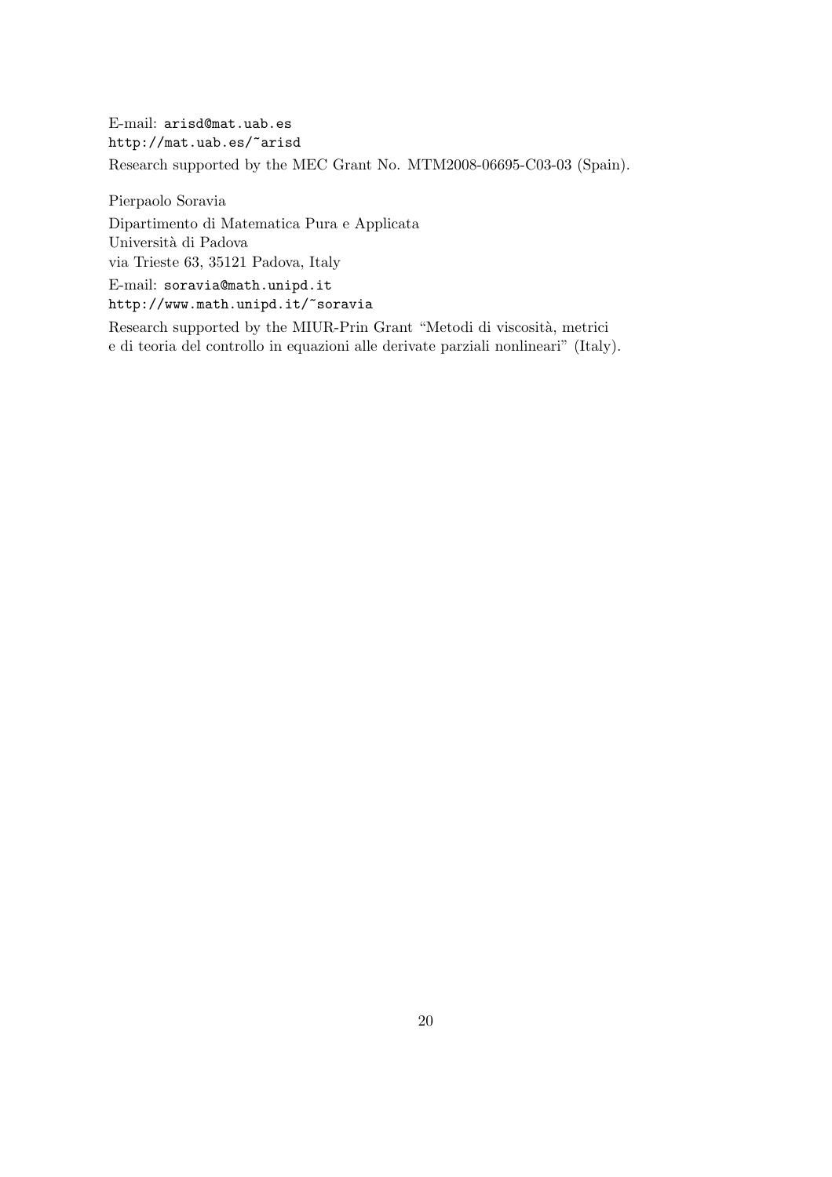E-mail: arisd@mat.uab.es
http://mat.uab.es/~arisd

Research supported by the MEC Grant No. MTM2008-06695-C03-03 (Spain).

Pierpaolo Soravia

Dipartimento di Matematica Pura e Applicata
Università di Padova
via Trieste 63, 35121 Padova, Italy

E-mail: soravia@math.unipd.it
http://www.math.unipd.it/~soravia

Research supported by the MIUR-Prin Grant "Metodi di viscosità, metrici e di teoria del controllo in equazioni alle derivate parziali nonlineari" (Italy).